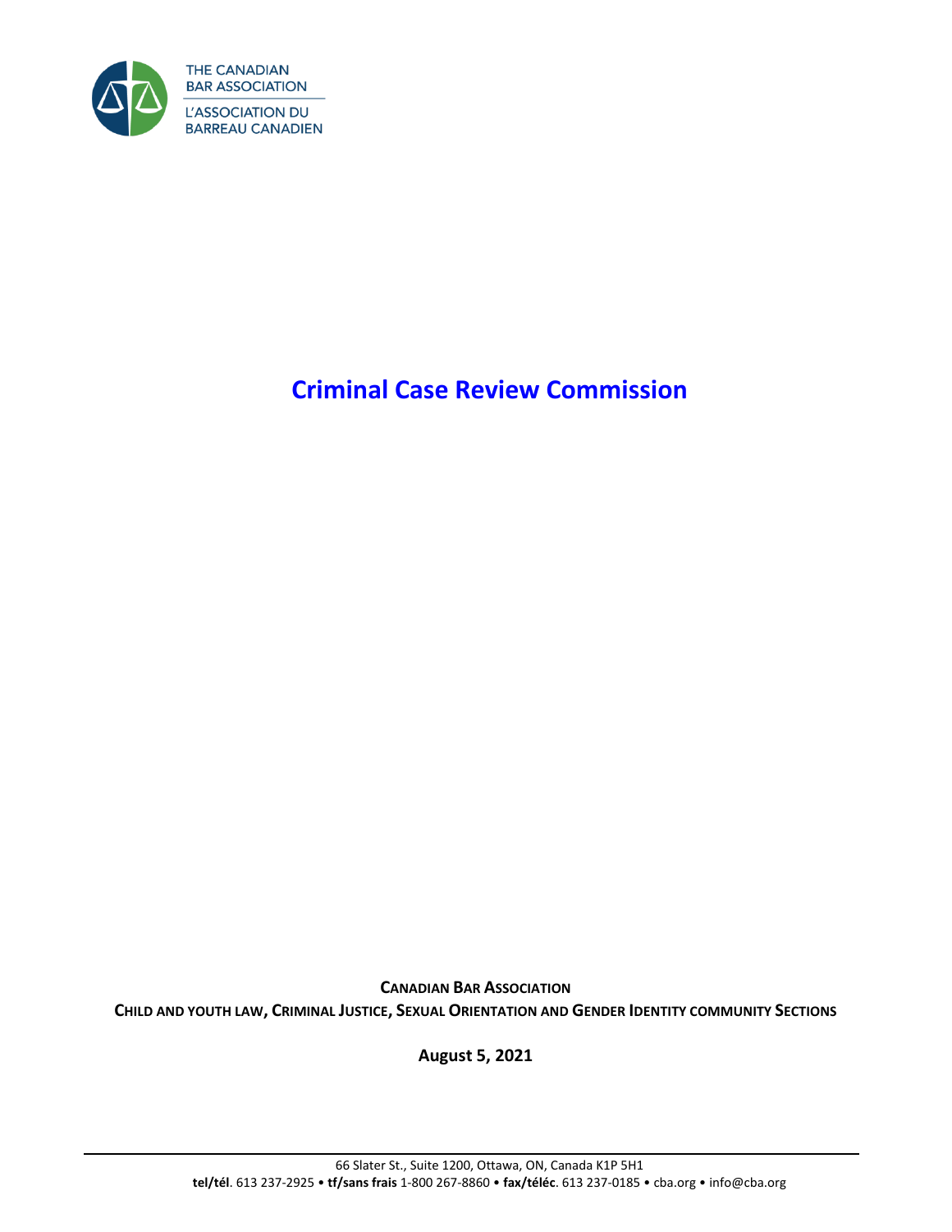THE CANADIAN BAR ASSOCIATION

L'ASSOCIATION DU BARREAU CANADIEN

# Criminal Case Review Commission

**CANADIAN BAR ASSOCIATION**

**CHILD AND YOUTH LAW, CRIMINAL JUSTICE, SEXUAL ORIENTATION AND GENDER IDENTITY COMMUNITY SECTIONS**

**August 5, 2021**

66 Slater St., Suite 1200, Ottawa, ON, Canada K1P 5H1
**tel/tél**. 613 237-2925 • **tf/sans frais** 1-800 267-8860 • **fax/téléc**. 613 237-0185 • cba.org • info@cba.org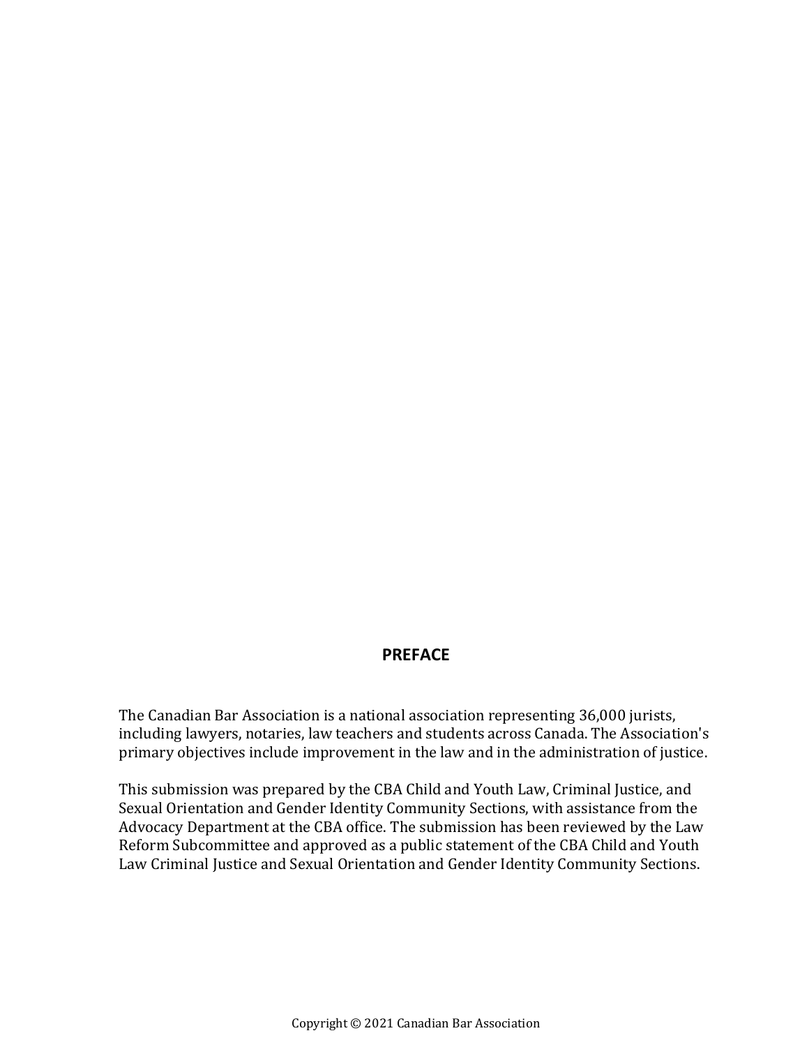# PREFACE

The Canadian Bar Association is a national association representing 36,000 jurists, including lawyers, notaries, law teachers and students across Canada. The Association's primary objectives include improvement in the law and in the administration of justice.

This submission was prepared by the CBA Child and Youth Law, Criminal Justice, and Sexual Orientation and Gender Identity Community Sections, with assistance from the Advocacy Department at the CBA office. The submission has been reviewed by the Law Reform Subcommittee and approved as a public statement of the CBA Child and Youth Law Criminal Justice and Sexual Orientation and Gender Identity Community Sections.

Copyright © 2021 Canadian Bar Association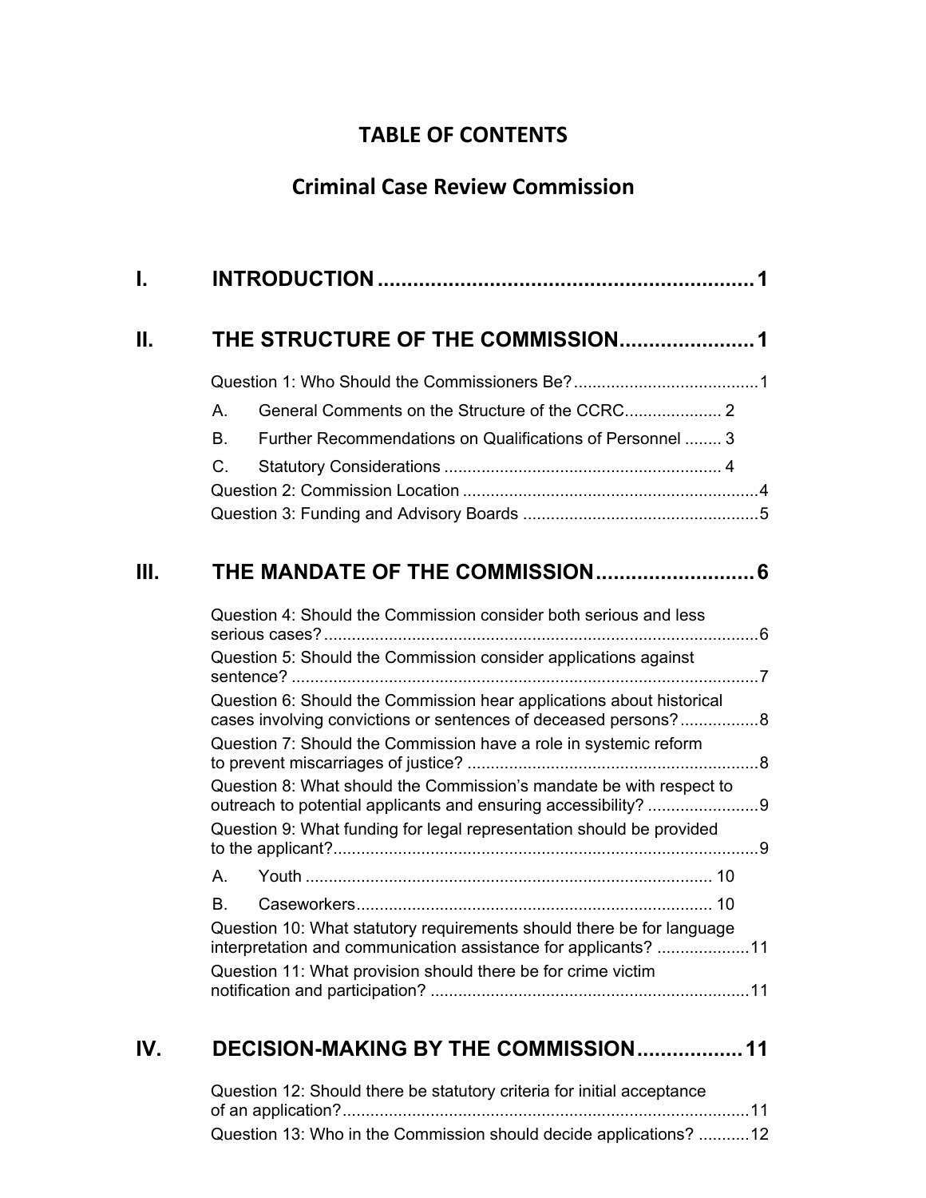# TABLE OF CONTENTS

## Criminal Case Review Commission

**I. INTRODUCTION ............................................................... 1**

**II. THE STRUCTURE OF THE COMMISSION....................... 1**

Question 1: Who Should the Commissioners Be? ........................................ 1

A. General Comments on the Structure of the CCRC..................... 2

B. Further Recommendations on Qualifications of Personnel ........ 3

C. Statutory Considerations ............................................................ 4

Question 2: Commission Location ................................................................ 4

Question 3: Funding and Advisory Boards ................................................... 5

**III. THE MANDATE OF THE COMMISSION........................... 6**

Question 4: Should the Commission consider both serious and less serious cases? ............................................................................................. 6

Question 5: Should the Commission consider applications against sentence? ..................................................................................................... 7

Question 6: Should the Commission hear applications about historical cases involving convictions or sentences of deceased persons? ................. 8

Question 7: Should the Commission have a role in systemic reform to prevent miscarriages of justice? ............................................................... 8

Question 8: What should the Commission's mandate be with respect to outreach to potential applicants and ensuring accessibility? ........................ 9

Question 9: What funding for legal representation should be provided to the applicant? ............................................................................................ 9

A. Youth ....................................................................................... 10

B. Caseworkers ............................................................................. 10

Question 10: What statutory requirements should there be for language interpretation and communication assistance for applicants? .................... 11

Question 11: What provision should there be for crime victim notification and participation? ..................................................................... 11

**IV. DECISION-MAKING BY THE COMMISSION................. 11**

Question 12: Should there be statutory criteria for initial acceptance of an application? ....................................................................................... 11

Question 13: Who in the Commission should decide applications? ........... 12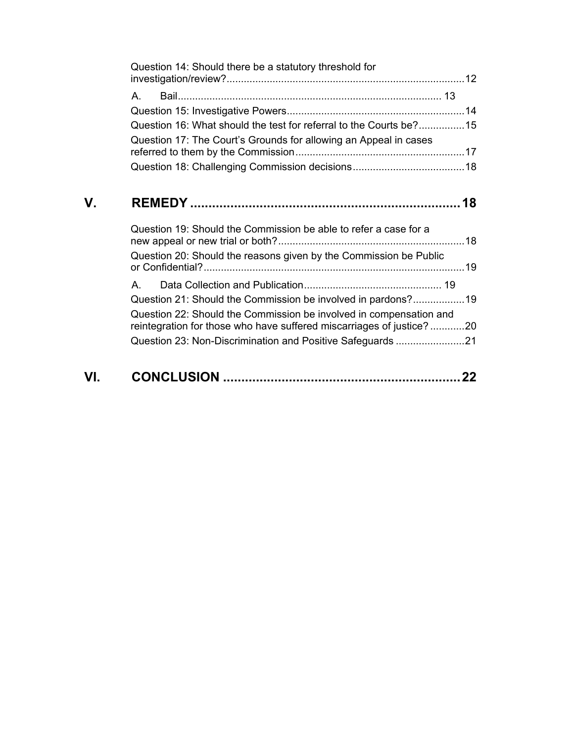Question 14: Should there be a statutory threshold for investigation/review? ..... 12

A. Bail ..... 13

Question 15: Investigative Powers ..... 14

Question 16: What should the test for referral to the Courts be? ..... 15

Question 17: The Court's Grounds for allowing an Appeal in cases referred to them by the Commission ..... 17

Question 18: Challenging Commission decisions ..... 18

## V. REMEDY ..... 18

Question 19: Should the Commission be able to refer a case for a new appeal or new trial or both? ..... 18

Question 20: Should the reasons given by the Commission be Public or Confidential? ..... 19

A. Data Collection and Publication ..... 19

Question 21: Should the Commission be involved in pardons? ..... 19

Question 22: Should the Commission be involved in compensation and reintegration for those who have suffered miscarriages of justice? ..... 20

Question 23: Non-Discrimination and Positive Safeguards ..... 21

## VI. CONCLUSION ..... 22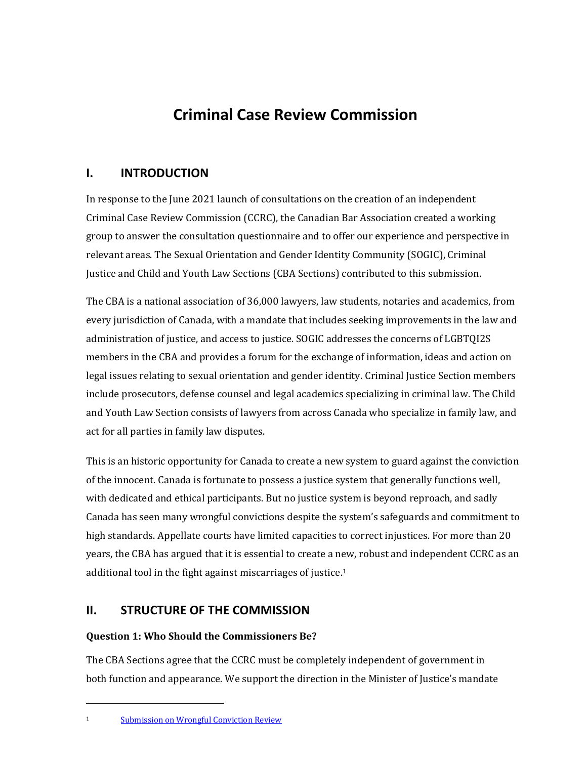# Criminal Case Review Commission

## I. INTRODUCTION

In response to the June 2021 launch of consultations on the creation of an independent Criminal Case Review Commission (CCRC), the Canadian Bar Association created a working group to answer the consultation questionnaire and to offer our experience and perspective in relevant areas. The Sexual Orientation and Gender Identity Community (SOGIC), Criminal Justice and Child and Youth Law Sections (CBA Sections) contributed to this submission.

The CBA is a national association of 36,000 lawyers, law students, notaries and academics, from every jurisdiction of Canada, with a mandate that includes seeking improvements in the law and administration of justice, and access to justice. SOGIC addresses the concerns of LGBTQI2S members in the CBA and provides a forum for the exchange of information, ideas and action on legal issues relating to sexual orientation and gender identity. Criminal Justice Section members include prosecutors, defense counsel and legal academics specializing in criminal law. The Child and Youth Law Section consists of lawyers from across Canada who specialize in family law, and act for all parties in family law disputes.

This is an historic opportunity for Canada to create a new system to guard against the conviction of the innocent. Canada is fortunate to possess a justice system that generally functions well, with dedicated and ethical participants. But no justice system is beyond reproach, and sadly Canada has seen many wrongful convictions despite the system's safeguards and commitment to high standards. Appellate courts have limited capacities to correct injustices. For more than 20 years, the CBA has argued that it is essential to create a new, robust and independent CCRC as an additional tool in the fight against miscarriages of justice.[1]

## II. STRUCTURE OF THE COMMISSION

### Question 1: Who Should the Commissioners Be?

The CBA Sections agree that the CCRC must be completely independent of government in both function and appearance. We support the direction in the Minister of Justice's mandate

---

[1] Submission on Wrongful Conviction Review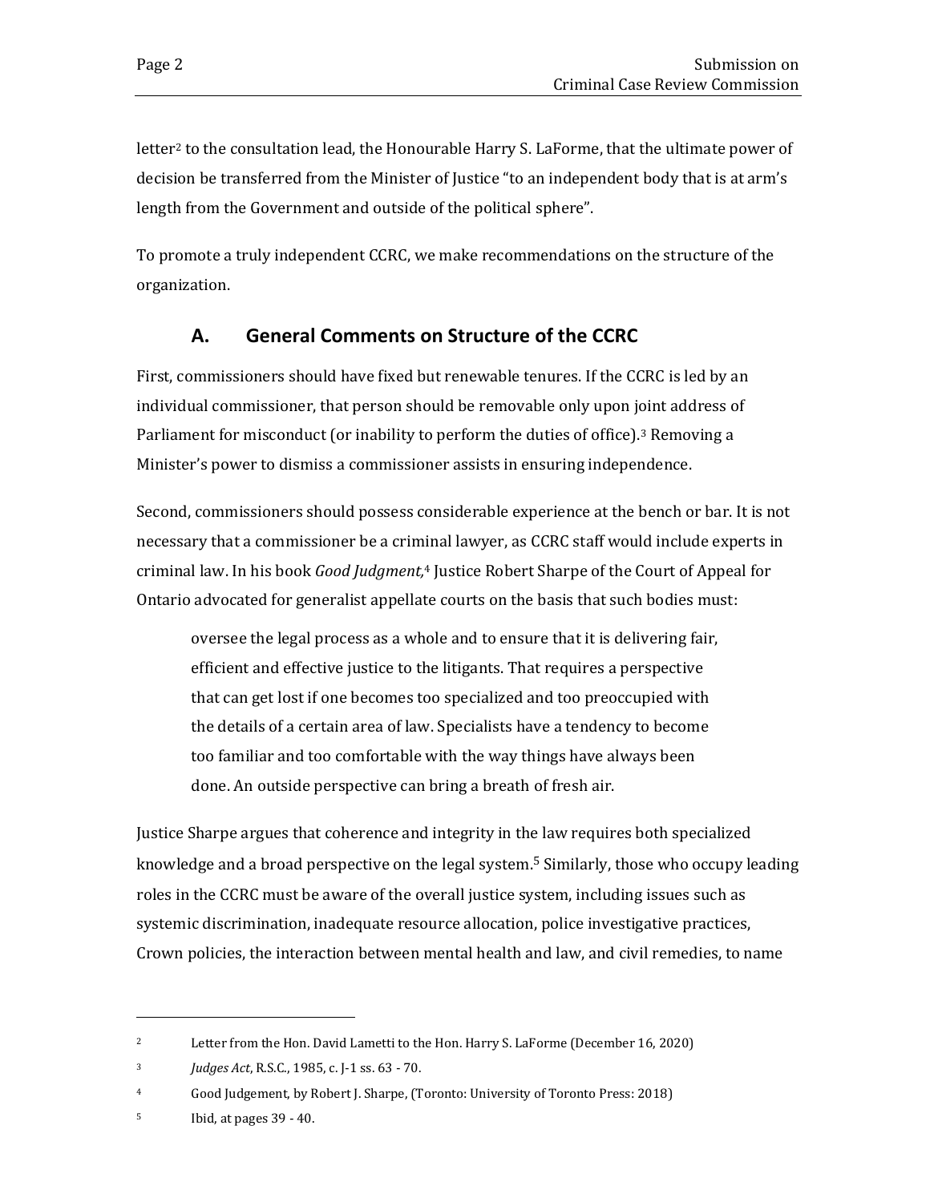letter[2] to the consultation lead, the Honourable Harry S. LaForme, that the ultimate power of decision be transferred from the Minister of Justice "to an independent body that is at arm's length from the Government and outside of the political sphere".

To promote a truly independent CCRC, we make recommendations on the structure of the organization.

## A. General Comments on Structure of the CCRC

First, commissioners should have fixed but renewable tenures. If the CCRC is led by an individual commissioner, that person should be removable only upon joint address of Parliament for misconduct (or inability to perform the duties of office).[3] Removing a Minister's power to dismiss a commissioner assists in ensuring independence.

Second, commissioners should possess considerable experience at the bench or bar. It is not necessary that a commissioner be a criminal lawyer, as CCRC staff would include experts in criminal law. In his book *Good Judgment,*[4] Justice Robert Sharpe of the Court of Appeal for Ontario advocated for generalist appellate courts on the basis that such bodies must:

> oversee the legal process as a whole and to ensure that it is delivering fair, efficient and effective justice to the litigants. That requires a perspective that can get lost if one becomes too specialized and too preoccupied with the details of a certain area of law. Specialists have a tendency to become too familiar and too comfortable with the way things have always been done. An outside perspective can bring a breath of fresh air.

Justice Sharpe argues that coherence and integrity in the law requires both specialized knowledge and a broad perspective on the legal system.[5] Similarly, those who occupy leading roles in the CCRC must be aware of the overall justice system, including issues such as systemic discrimination, inadequate resource allocation, police investigative practices, Crown policies, the interaction between mental health and law, and civil remedies, to name

---

[2] Letter from the Hon. David Lametti to the Hon. Harry S. LaForme (December 16, 2020)

[3] *Judges Act*, R.S.C., 1985, c. J-1 ss. 63 - 70.

[4] Good Judgement, by Robert J. Sharpe, (Toronto: University of Toronto Press: 2018)

[5] Ibid, at pages 39 - 40.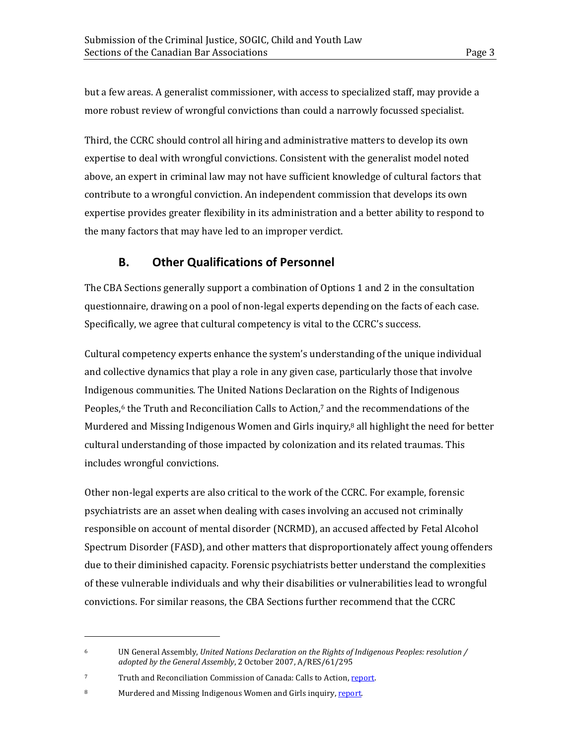but a few areas. A generalist commissioner, with access to specialized staff, may provide a more robust review of wrongful convictions than could a narrowly focussed specialist.

Third, the CCRC should control all hiring and administrative matters to develop its own expertise to deal with wrongful convictions. Consistent with the generalist model noted above, an expert in criminal law may not have sufficient knowledge of cultural factors that contribute to a wrongful conviction. An independent commission that develops its own expertise provides greater flexibility in its administration and a better ability to respond to the many factors that may have led to an improper verdict.

## B. Other Qualifications of Personnel

The CBA Sections generally support a combination of Options 1 and 2 in the consultation questionnaire, drawing on a pool of non-legal experts depending on the facts of each case. Specifically, we agree that cultural competency is vital to the CCRC's success.

Cultural competency experts enhance the system's understanding of the unique individual and collective dynamics that play a role in any given case, particularly those that involve Indigenous communities. The United Nations Declaration on the Rights of Indigenous Peoples,[6] the Truth and Reconciliation Calls to Action,[7] and the recommendations of the Murdered and Missing Indigenous Women and Girls inquiry,[8] all highlight the need for better cultural understanding of those impacted by colonization and its related traumas. This includes wrongful convictions.

Other non-legal experts are also critical to the work of the CCRC. For example, forensic psychiatrists are an asset when dealing with cases involving an accused not criminally responsible on account of mental disorder (NCRMD), an accused affected by Fetal Alcohol Spectrum Disorder (FASD), and other matters that disproportionately affect young offenders due to their diminished capacity. Forensic psychiatrists better understand the complexities of these vulnerable individuals and why their disabilities or vulnerabilities lead to wrongful convictions. For similar reasons, the CBA Sections further recommend that the CCRC

---

[6] UN General Assembly, *United Nations Declaration on the Rights of Indigenous Peoples: resolution / adopted by the General Assembly*, 2 October 2007, A/RES/61/295

[7] Truth and Reconciliation Commission of Canada: Calls to Action, report.

[8] Murdered and Missing Indigenous Women and Girls inquiry, report.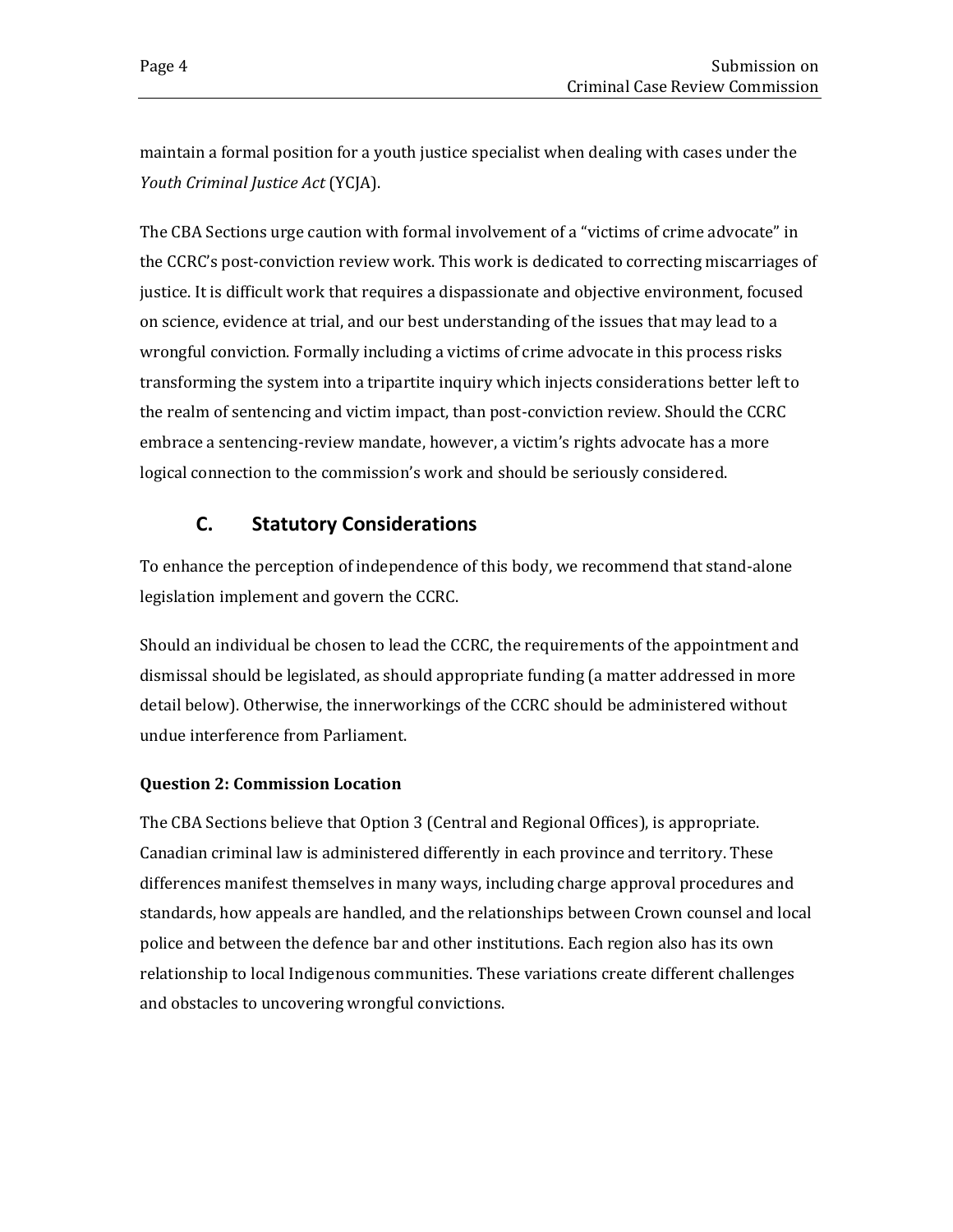maintain a formal position for a youth justice specialist when dealing with cases under the *Youth Criminal Justice Act* (YCJA).

The CBA Sections urge caution with formal involvement of a "victims of crime advocate" in the CCRC's post-conviction review work. This work is dedicated to correcting miscarriages of justice. It is difficult work that requires a dispassionate and objective environment, focused on science, evidence at trial, and our best understanding of the issues that may lead to a wrongful conviction. Formally including a victims of crime advocate in this process risks transforming the system into a tripartite inquiry which injects considerations better left to the realm of sentencing and victim impact, than post-conviction review. Should the CCRC embrace a sentencing-review mandate, however, a victim's rights advocate has a more logical connection to the commission's work and should be seriously considered.

## C. Statutory Considerations

To enhance the perception of independence of this body, we recommend that stand-alone legislation implement and govern the CCRC.

Should an individual be chosen to lead the CCRC, the requirements of the appointment and dismissal should be legislated, as should appropriate funding (a matter addressed in more detail below). Otherwise, the innerworkings of the CCRC should be administered without undue interference from Parliament.

**Question 2: Commission Location**

The CBA Sections believe that Option 3 (Central and Regional Offices), is appropriate. Canadian criminal law is administered differently in each province and territory. These differences manifest themselves in many ways, including charge approval procedures and standards, how appeals are handled, and the relationships between Crown counsel and local police and between the defence bar and other institutions. Each region also has its own relationship to local Indigenous communities. These variations create different challenges and obstacles to uncovering wrongful convictions.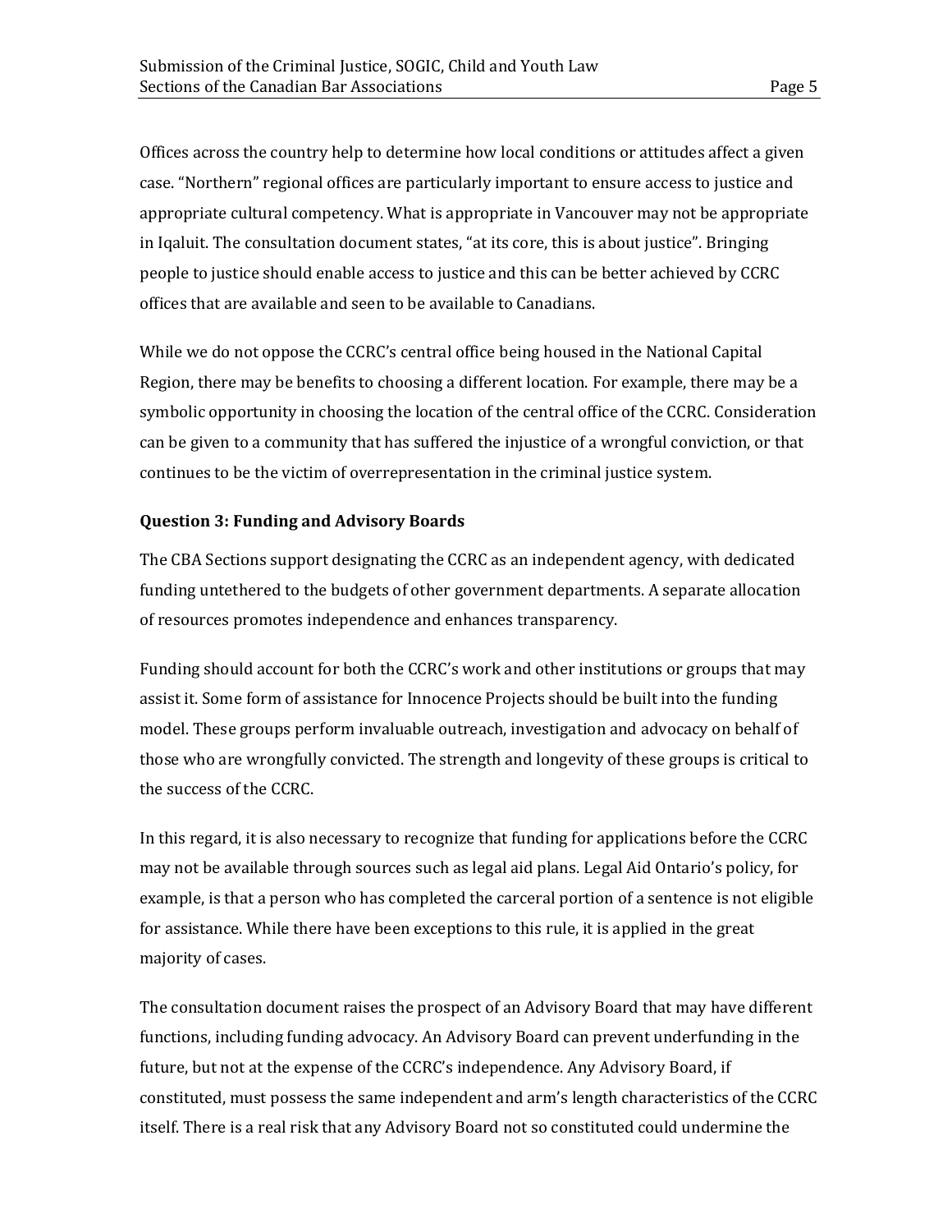Offices across the country help to determine how local conditions or attitudes affect a given case. "Northern" regional offices are particularly important to ensure access to justice and appropriate cultural competency. What is appropriate in Vancouver may not be appropriate in Iqaluit. The consultation document states, "at its core, this is about justice". Bringing people to justice should enable access to justice and this can be better achieved by CCRC offices that are available and seen to be available to Canadians.

While we do not oppose the CCRC's central office being housed in the National Capital Region, there may be benefits to choosing a different location. For example, there may be a symbolic opportunity in choosing the location of the central office of the CCRC. Consideration can be given to a community that has suffered the injustice of a wrongful conviction, or that continues to be the victim of overrepresentation in the criminal justice system.

**Question 3: Funding and Advisory Boards**

The CBA Sections support designating the CCRC as an independent agency, with dedicated funding untethered to the budgets of other government departments. A separate allocation of resources promotes independence and enhances transparency.

Funding should account for both the CCRC's work and other institutions or groups that may assist it. Some form of assistance for Innocence Projects should be built into the funding model. These groups perform invaluable outreach, investigation and advocacy on behalf of those who are wrongfully convicted. The strength and longevity of these groups is critical to the success of the CCRC.

In this regard, it is also necessary to recognize that funding for applications before the CCRC may not be available through sources such as legal aid plans. Legal Aid Ontario's policy, for example, is that a person who has completed the carceral portion of a sentence is not eligible for assistance. While there have been exceptions to this rule, it is applied in the great majority of cases.

The consultation document raises the prospect of an Advisory Board that may have different functions, including funding advocacy. An Advisory Board can prevent underfunding in the future, but not at the expense of the CCRC's independence. Any Advisory Board, if constituted, must possess the same independent and arm's length characteristics of the CCRC itself. There is a real risk that any Advisory Board not so constituted could undermine the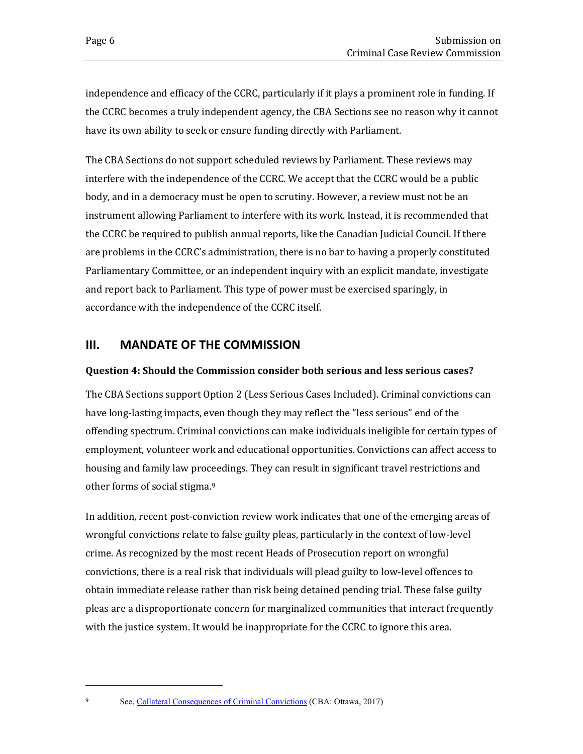independence and efficacy of the CCRC, particularly if it plays a prominent role in funding. If the CCRC becomes a truly independent agency, the CBA Sections see no reason why it cannot have its own ability to seek or ensure funding directly with Parliament.

The CBA Sections do not support scheduled reviews by Parliament. These reviews may interfere with the independence of the CCRC. We accept that the CCRC would be a public body, and in a democracy must be open to scrutiny. However, a review must not be an instrument allowing Parliament to interfere with its work. Instead, it is recommended that the CCRC be required to publish annual reports, like the Canadian Judicial Council. If there are problems in the CCRC's administration, there is no bar to having a properly constituted Parliamentary Committee, or an independent inquiry with an explicit mandate, investigate and report back to Parliament. This type of power must be exercised sparingly, in accordance with the independence of the CCRC itself.

## III. MANDATE OF THE COMMISSION

### Question 4: Should the Commission consider both serious and less serious cases?

The CBA Sections support Option 2 (Less Serious Cases Included). Criminal convictions can have long-lasting impacts, even though they may reflect the "less serious" end of the offending spectrum. Criminal convictions can make individuals ineligible for certain types of employment, volunteer work and educational opportunities. Convictions can affect access to housing and family law proceedings. They can result in significant travel restrictions and other forms of social stigma.[9]

In addition, recent post-conviction review work indicates that one of the emerging areas of wrongful convictions relate to false guilty pleas, particularly in the context of low-level crime. As recognized by the most recent Heads of Prosecution report on wrongful convictions, there is a real risk that individuals will plead guilty to low-level offences to obtain immediate release rather than risk being detained pending trial. These false guilty pleas are a disproportionate concern for marginalized communities that interact frequently with the justice system. It would be inappropriate for the CCRC to ignore this area.

---

[9] See, Collateral Consequences of Criminal Convictions (CBA: Ottawa, 2017)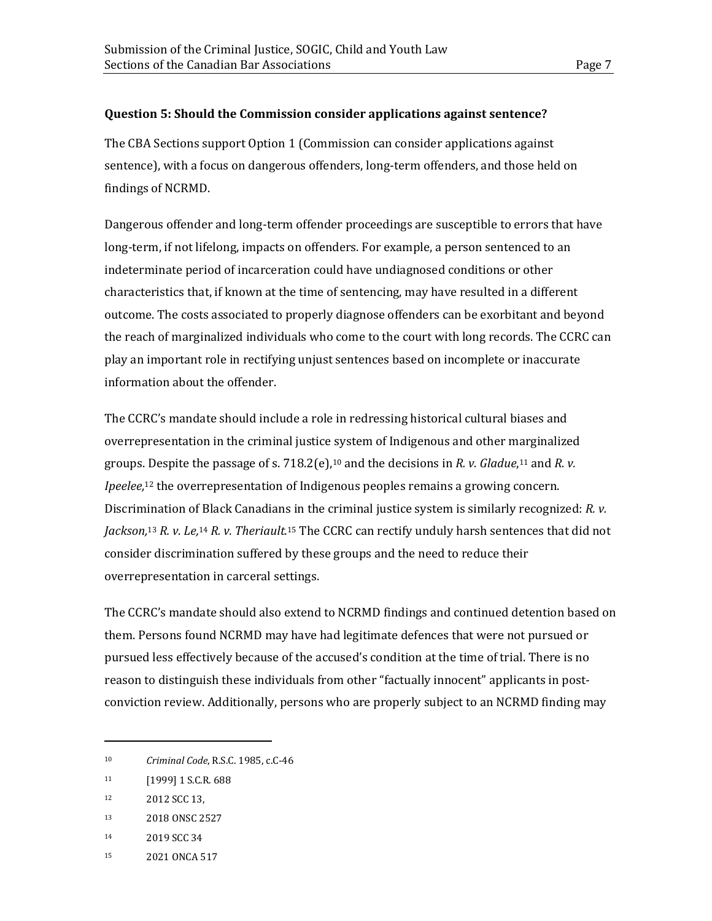**Question 5: Should the Commission consider applications against sentence?**

The CBA Sections support Option 1 (Commission can consider applications against sentence), with a focus on dangerous offenders, long-term offenders, and those held on findings of NCRMD.

Dangerous offender and long-term offender proceedings are susceptible to errors that have long-term, if not lifelong, impacts on offenders. For example, a person sentenced to an indeterminate period of incarceration could have undiagnosed conditions or other characteristics that, if known at the time of sentencing, may have resulted in a different outcome. The costs associated to properly diagnose offenders can be exorbitant and beyond the reach of marginalized individuals who come to the court with long records. The CCRC can play an important role in rectifying unjust sentences based on incomplete or inaccurate information about the offender.

The CCRC's mandate should include a role in redressing historical cultural biases and overrepresentation in the criminal justice system of Indigenous and other marginalized groups. Despite the passage of s. 718.2(e),[10] and the decisions in *R. v. Gladue*,[11] and *R. v. Ipeelee,*[12] the overrepresentation of Indigenous peoples remains a growing concern. Discrimination of Black Canadians in the criminal justice system is similarly recognized: *R. v. Jackson,*[13] *R. v. Le,*[14] *R. v. Theriault.*[15] The CCRC can rectify unduly harsh sentences that did not consider discrimination suffered by these groups and the need to reduce their overrepresentation in carceral settings.

The CCRC's mandate should also extend to NCRMD findings and continued detention based on them. Persons found NCRMD may have had legitimate defences that were not pursued or pursued less effectively because of the accused's condition at the time of trial. There is no reason to distinguish these individuals from other "factually innocent" applicants in post-conviction review. Additionally, persons who are properly subject to an NCRMD finding may

---

[10] *Criminal Code*, R.S.C. 1985, c.C-46

[11] [1999] 1 S.C.R. 688

[12] 2012 SCC 13,

[13] 2018 ONSC 2527

[14] 2019 SCC 34

[15] 2021 ONCA 517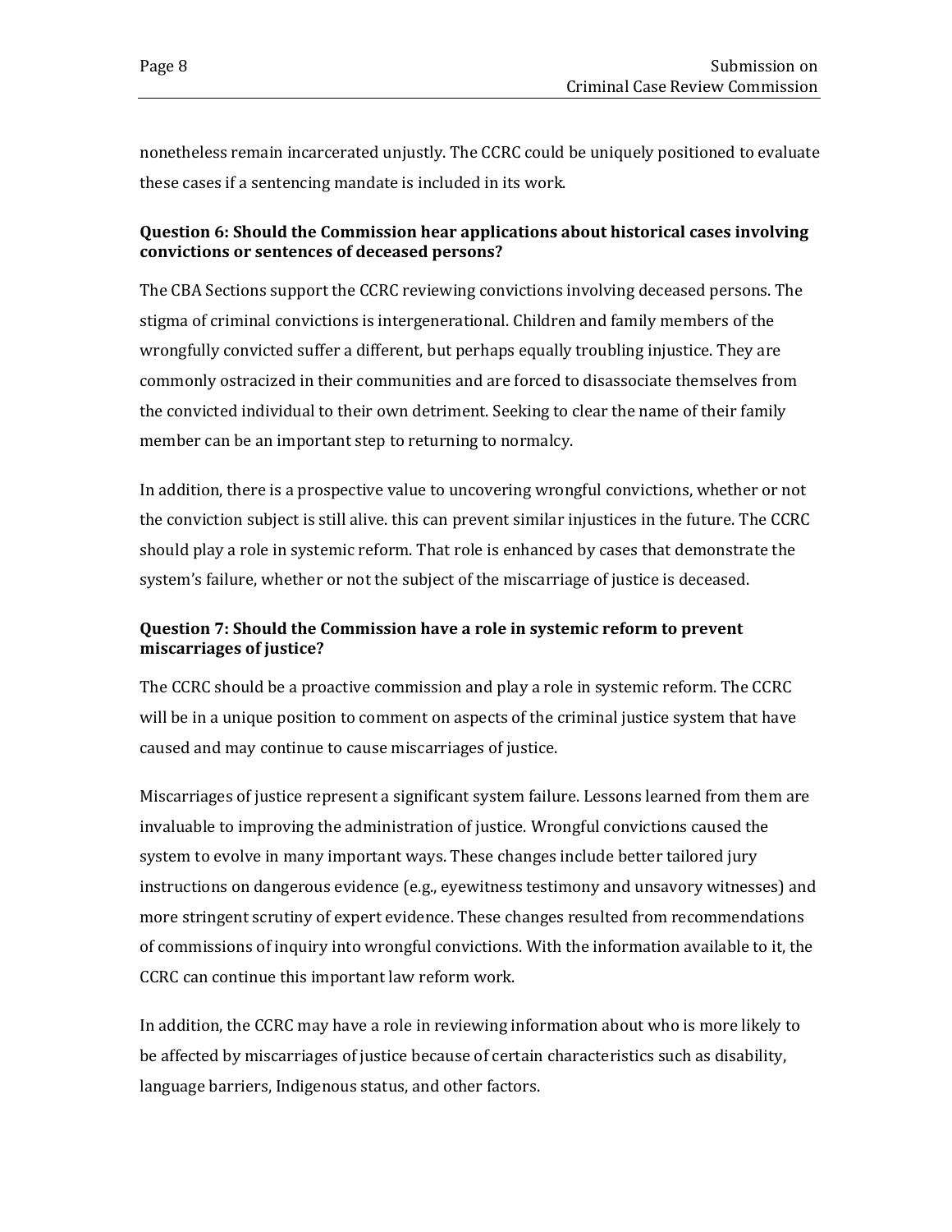nonetheless remain incarcerated unjustly. The CCRC could be uniquely positioned to evaluate these cases if a sentencing mandate is included in its work.

### Question 6: Should the Commission hear applications about historical cases involving convictions or sentences of deceased persons?

The CBA Sections support the CCRC reviewing convictions involving deceased persons. The stigma of criminal convictions is intergenerational. Children and family members of the wrongfully convicted suffer a different, but perhaps equally troubling injustice. They are commonly ostracized in their communities and are forced to disassociate themselves from the convicted individual to their own detriment. Seeking to clear the name of their family member can be an important step to returning to normalcy.

In addition, there is a prospective value to uncovering wrongful convictions, whether or not the conviction subject is still alive. this can prevent similar injustices in the future. The CCRC should play a role in systemic reform. That role is enhanced by cases that demonstrate the system's failure, whether or not the subject of the miscarriage of justice is deceased.

### Question 7: Should the Commission have a role in systemic reform to prevent miscarriages of justice?

The CCRC should be a proactive commission and play a role in systemic reform. The CCRC will be in a unique position to comment on aspects of the criminal justice system that have caused and may continue to cause miscarriages of justice.

Miscarriages of justice represent a significant system failure. Lessons learned from them are invaluable to improving the administration of justice. Wrongful convictions caused the system to evolve in many important ways. These changes include better tailored jury instructions on dangerous evidence (e.g., eyewitness testimony and unsavory witnesses) and more stringent scrutiny of expert evidence. These changes resulted from recommendations of commissions of inquiry into wrongful convictions. With the information available to it, the CCRC can continue this important law reform work.

In addition, the CCRC may have a role in reviewing information about who is more likely to be affected by miscarriages of justice because of certain characteristics such as disability, language barriers, Indigenous status, and other factors.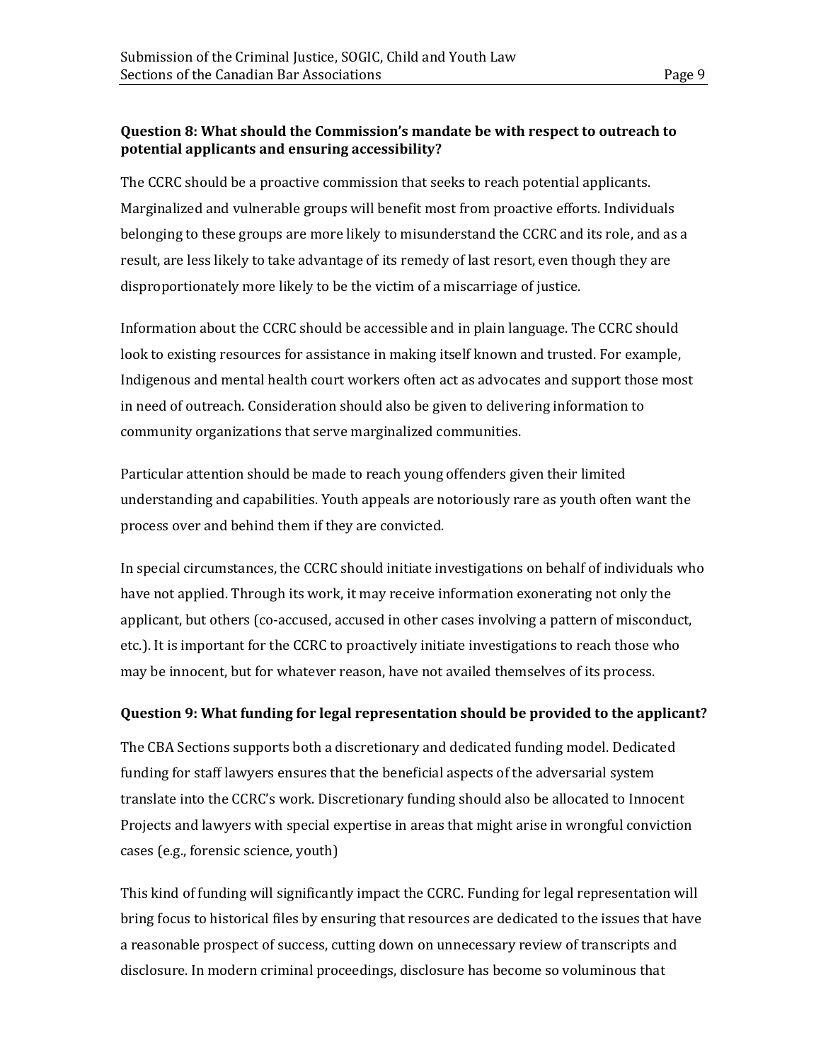**Question 8: What should the Commission's mandate be with respect to outreach to potential applicants and ensuring accessibility?**

The CCRC should be a proactive commission that seeks to reach potential applicants. Marginalized and vulnerable groups will benefit most from proactive efforts. Individuals belonging to these groups are more likely to misunderstand the CCRC and its role, and as a result, are less likely to take advantage of its remedy of last resort, even though they are disproportionately more likely to be the victim of a miscarriage of justice.

Information about the CCRC should be accessible and in plain language. The CCRC should look to existing resources for assistance in making itself known and trusted. For example, Indigenous and mental health court workers often act as advocates and support those most in need of outreach. Consideration should also be given to delivering information to community organizations that serve marginalized communities.

Particular attention should be made to reach young offenders given their limited understanding and capabilities. Youth appeals are notoriously rare as youth often want the process over and behind them if they are convicted.

In special circumstances, the CCRC should initiate investigations on behalf of individuals who have not applied. Through its work, it may receive information exonerating not only the applicant, but others (co-accused, accused in other cases involving a pattern of misconduct, etc.). It is important for the CCRC to proactively initiate investigations to reach those who may be innocent, but for whatever reason, have not availed themselves of its process.

**Question 9: What funding for legal representation should be provided to the applicant?**

The CBA Sections supports both a discretionary and dedicated funding model. Dedicated funding for staff lawyers ensures that the beneficial aspects of the adversarial system translate into the CCRC's work. Discretionary funding should also be allocated to Innocent Projects and lawyers with special expertise in areas that might arise in wrongful conviction cases (e.g., forensic science, youth)

This kind of funding will significantly impact the CCRC. Funding for legal representation will bring focus to historical files by ensuring that resources are dedicated to the issues that have a reasonable prospect of success, cutting down on unnecessary review of transcripts and disclosure. In modern criminal proceedings, disclosure has become so voluminous that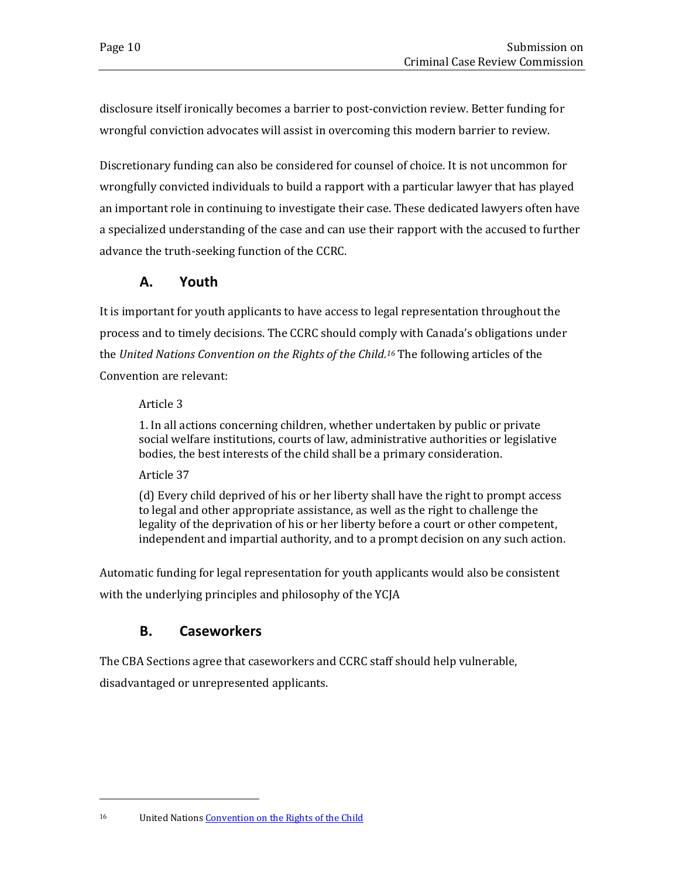disclosure itself ironically becomes a barrier to post-conviction review. Better funding for wrongful conviction advocates will assist in overcoming this modern barrier to review.

Discretionary funding can also be considered for counsel of choice. It is not uncommon for wrongfully convicted individuals to build a rapport with a particular lawyer that has played an important role in continuing to investigate their case. These dedicated lawyers often have a specialized understanding of the case and can use their rapport with the accused to further advance the truth-seeking function of the CCRC.

## A. Youth

It is important for youth applicants to have access to legal representation throughout the process and to timely decisions. The CCRC should comply with Canada's obligations under the *United Nations Convention on the Rights of the Child.*[16] The following articles of the Convention are relevant:

> Article 3
>
> 1. In all actions concerning children, whether undertaken by public or private social welfare institutions, courts of law, administrative authorities or legislative bodies, the best interests of the child shall be a primary consideration.
>
> Article 37
>
> (d) Every child deprived of his or her liberty shall have the right to prompt access to legal and other appropriate assistance, as well as the right to challenge the legality of the deprivation of his or her liberty before a court or other competent, independent and impartial authority, and to a prompt decision on any such action.

Automatic funding for legal representation for youth applicants would also be consistent with the underlying principles and philosophy of the YCJA

## B. Caseworkers

The CBA Sections agree that caseworkers and CCRC staff should help vulnerable, disadvantaged or unrepresented applicants.

---

[16] United Nations Convention on the Rights of the Child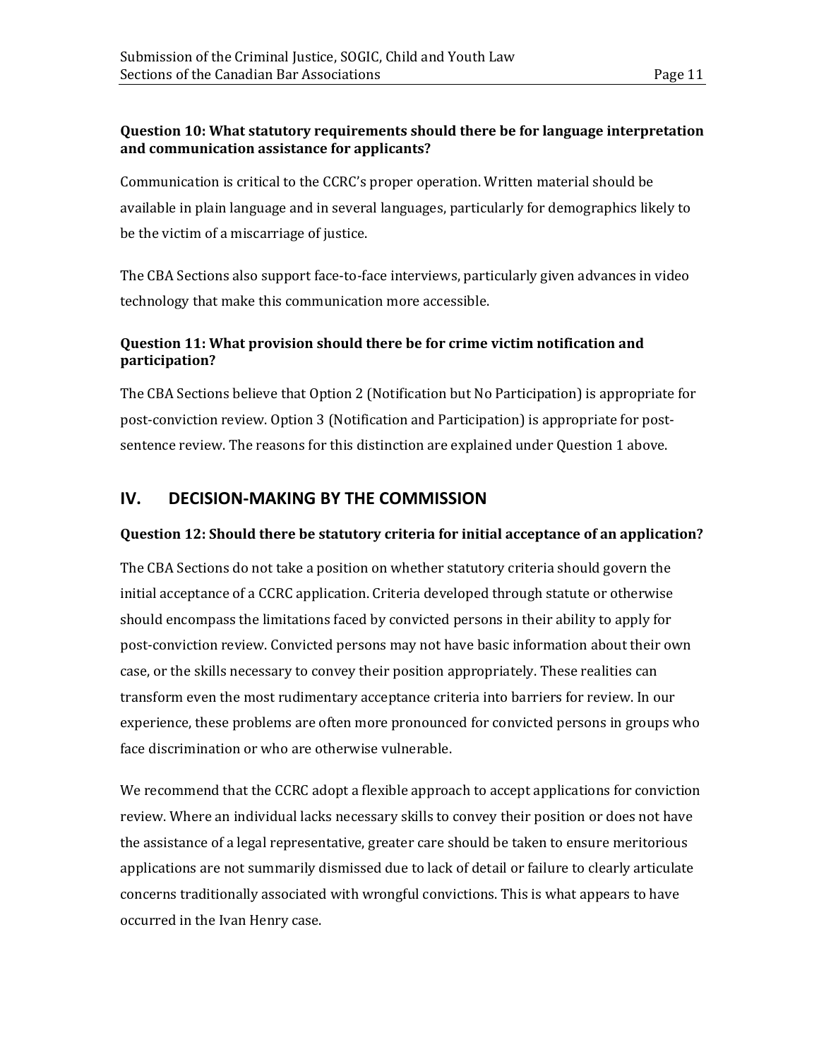**Question 10: What statutory requirements should there be for language interpretation and communication assistance for applicants?**

Communication is critical to the CCRC's proper operation. Written material should be available in plain language and in several languages, particularly for demographics likely to be the victim of a miscarriage of justice.

The CBA Sections also support face-to-face interviews, particularly given advances in video technology that make this communication more accessible.

**Question 11: What provision should there be for crime victim notification and participation?**

The CBA Sections believe that Option 2 (Notification but No Participation) is appropriate for post-conviction review. Option 3 (Notification and Participation) is appropriate for post-sentence review. The reasons for this distinction are explained under Question 1 above.

## IV. DECISION-MAKING BY THE COMMISSION

**Question 12: Should there be statutory criteria for initial acceptance of an application?**

The CBA Sections do not take a position on whether statutory criteria should govern the initial acceptance of a CCRC application. Criteria developed through statute or otherwise should encompass the limitations faced by convicted persons in their ability to apply for post-conviction review. Convicted persons may not have basic information about their own case, or the skills necessary to convey their position appropriately. These realities can transform even the most rudimentary acceptance criteria into barriers for review. In our experience, these problems are often more pronounced for convicted persons in groups who face discrimination or who are otherwise vulnerable.

We recommend that the CCRC adopt a flexible approach to accept applications for conviction review. Where an individual lacks necessary skills to convey their position or does not have the assistance of a legal representative, greater care should be taken to ensure meritorious applications are not summarily dismissed due to lack of detail or failure to clearly articulate concerns traditionally associated with wrongful convictions. This is what appears to have occurred in the Ivan Henry case.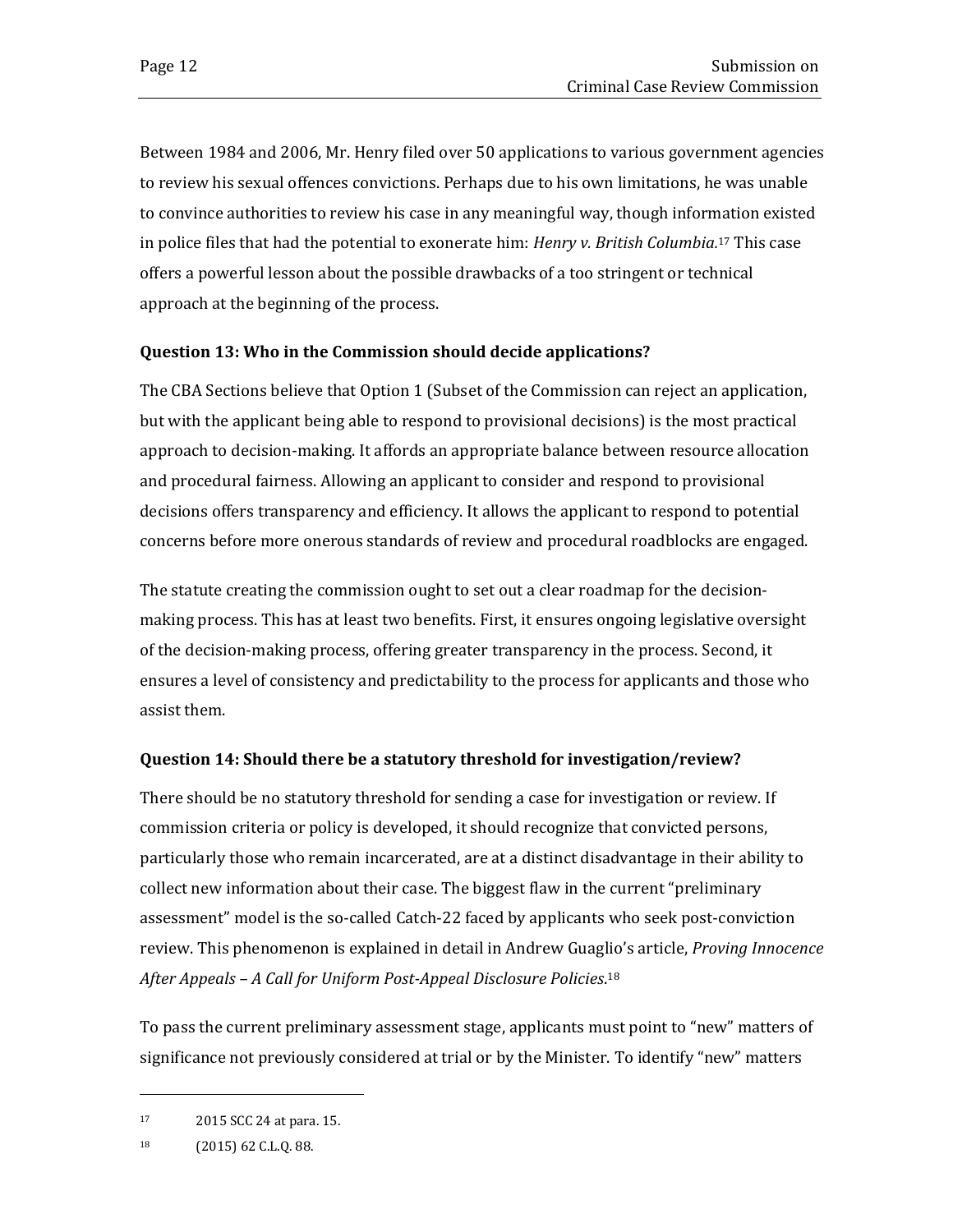Between 1984 and 2006, Mr. Henry filed over 50 applications to various government agencies to review his sexual offences convictions. Perhaps due to his own limitations, he was unable to convince authorities to review his case in any meaningful way, though information existed in police files that had the potential to exonerate him: *Henry v. British Columbia*.[17] This case offers a powerful lesson about the possible drawbacks of a too stringent or technical approach at the beginning of the process.

### Question 13: Who in the Commission should decide applications?

The CBA Sections believe that Option 1 (Subset of the Commission can reject an application, but with the applicant being able to respond to provisional decisions) is the most practical approach to decision-making. It affords an appropriate balance between resource allocation and procedural fairness. Allowing an applicant to consider and respond to provisional decisions offers transparency and efficiency. It allows the applicant to respond to potential concerns before more onerous standards of review and procedural roadblocks are engaged.

The statute creating the commission ought to set out a clear roadmap for the decision-making process. This has at least two benefits. First, it ensures ongoing legislative oversight of the decision-making process, offering greater transparency in the process. Second, it ensures a level of consistency and predictability to the process for applicants and those who assist them.

### Question 14: Should there be a statutory threshold for investigation/review?

There should be no statutory threshold for sending a case for investigation or review. If commission criteria or policy is developed, it should recognize that convicted persons, particularly those who remain incarcerated, are at a distinct disadvantage in their ability to collect new information about their case. The biggest flaw in the current "preliminary assessment" model is the so-called Catch-22 faced by applicants who seek post-conviction review. This phenomenon is explained in detail in Andrew Guaglio's article, *Proving Innocence After Appeals – A Call for Uniform Post-Appeal Disclosure Policies*.[18]

To pass the current preliminary assessment stage, applicants must point to "new" matters of significance not previously considered at trial or by the Minister. To identify "new" matters

---

[17] 2015 SCC 24 at para. 15.

[18] (2015) 62 C.L.Q. 88.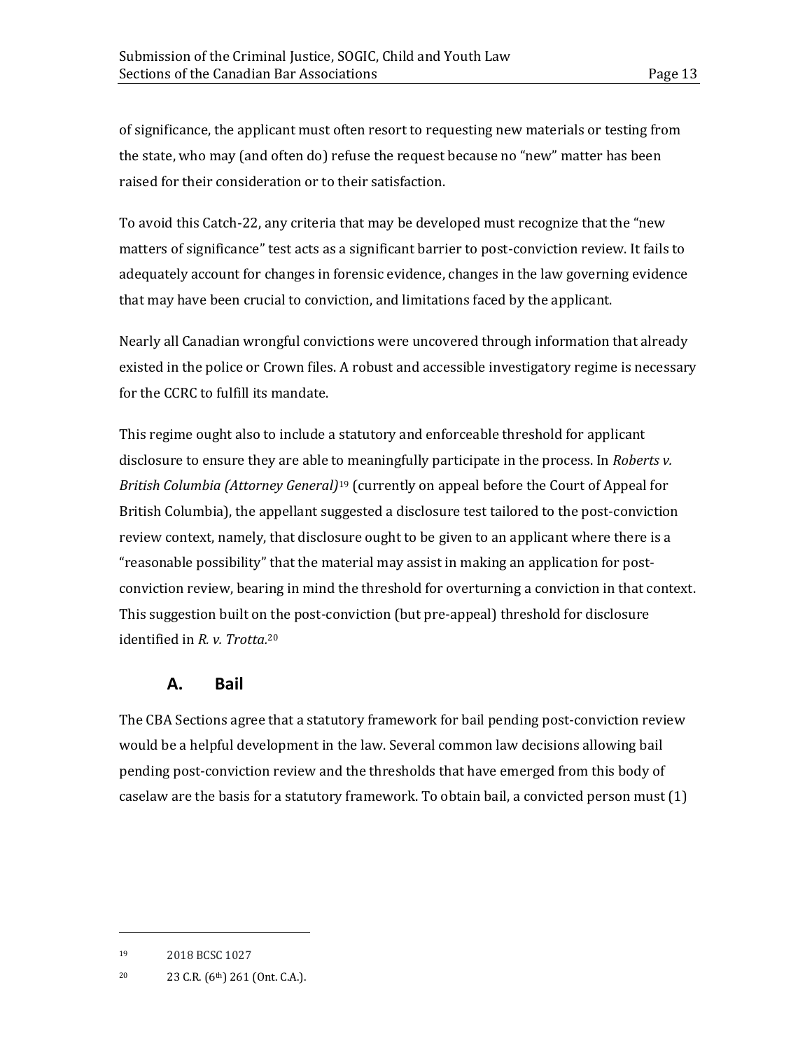of significance, the applicant must often resort to requesting new materials or testing from the state, who may (and often do) refuse the request because no "new" matter has been raised for their consideration or to their satisfaction.

To avoid this Catch-22, any criteria that may be developed must recognize that the "new matters of significance" test acts as a significant barrier to post-conviction review. It fails to adequately account for changes in forensic evidence, changes in the law governing evidence that may have been crucial to conviction, and limitations faced by the applicant.

Nearly all Canadian wrongful convictions were uncovered through information that already existed in the police or Crown files. A robust and accessible investigatory regime is necessary for the CCRC to fulfill its mandate.

This regime ought also to include a statutory and enforceable threshold for applicant disclosure to ensure they are able to meaningfully participate in the process. In *Roberts v. British Columbia (Attorney General)*[19] (currently on appeal before the Court of Appeal for British Columbia), the appellant suggested a disclosure test tailored to the post-conviction review context, namely, that disclosure ought to be given to an applicant where there is a "reasonable possibility" that the material may assist in making an application for post-conviction review, bearing in mind the threshold for overturning a conviction in that context. This suggestion built on the post-conviction (but pre-appeal) threshold for disclosure identified in *R. v. Trotta*.[20]

## A. Bail

The CBA Sections agree that a statutory framework for bail pending post-conviction review would be a helpful development in the law. Several common law decisions allowing bail pending post-conviction review and the thresholds that have emerged from this body of caselaw are the basis for a statutory framework. To obtain bail, a convicted person must (1)

---

[19] 2018 BCSC 1027

[20] 23 C.R. (6th) 261 (Ont. C.A.).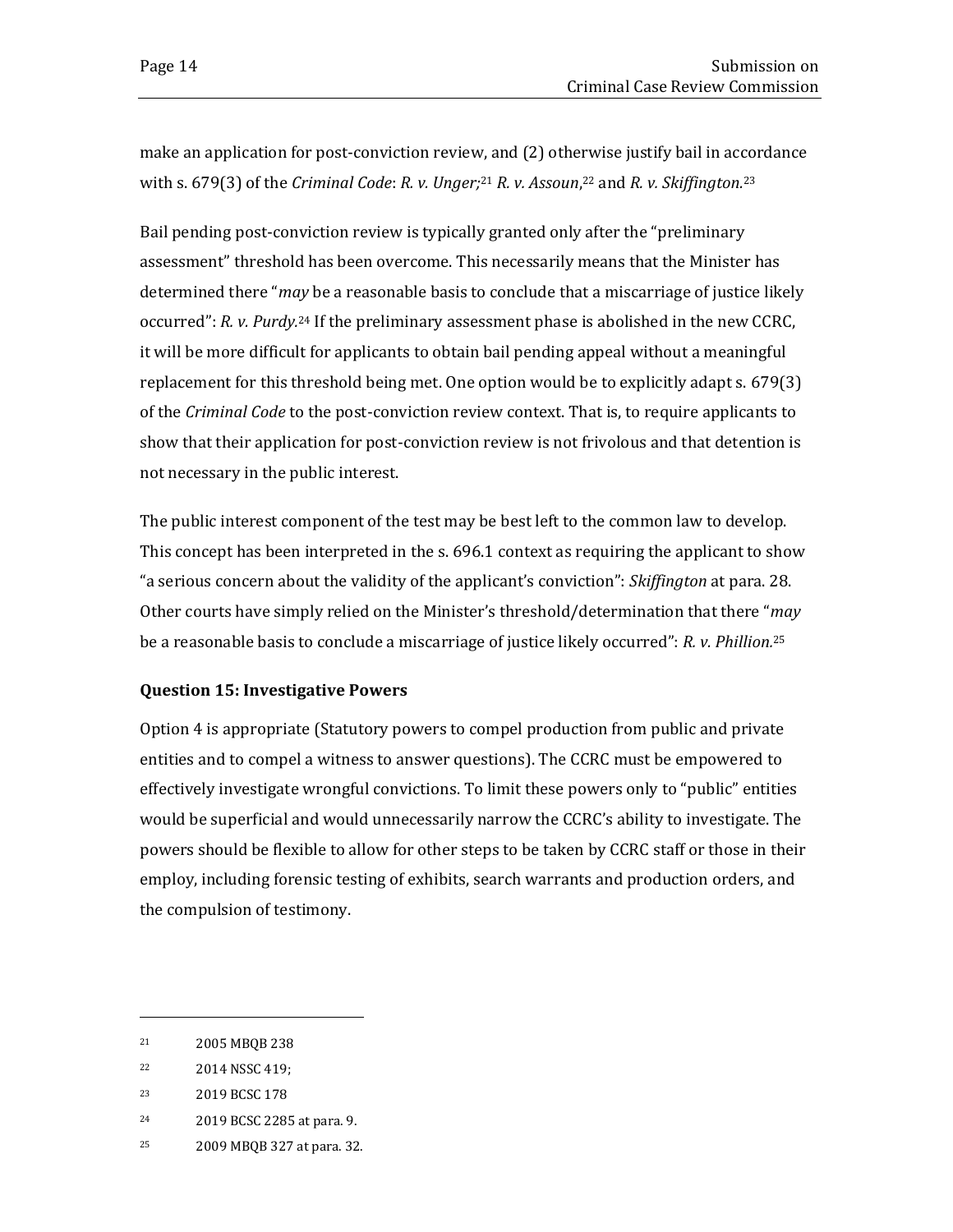make an application for post-conviction review, and (2) otherwise justify bail in accordance with s. 679(3) of the *Criminal Code*: *R. v. Unger;*[21] *R. v. Assoun*,[22] and *R. v. Skiffington.*[23]

Bail pending post-conviction review is typically granted only after the "preliminary assessment" threshold has been overcome. This necessarily means that the Minister has determined there "*may* be a reasonable basis to conclude that a miscarriage of justice likely occurred": *R. v. Purdy.*[24] If the preliminary assessment phase is abolished in the new CCRC, it will be more difficult for applicants to obtain bail pending appeal without a meaningful replacement for this threshold being met. One option would be to explicitly adapt s. 679(3) of the *Criminal Code* to the post-conviction review context. That is, to require applicants to show that their application for post-conviction review is not frivolous and that detention is not necessary in the public interest.

The public interest component of the test may be best left to the common law to develop. This concept has been interpreted in the s. 696.1 context as requiring the applicant to show "a serious concern about the validity of the applicant's conviction": *Skiffington* at para. 28. Other courts have simply relied on the Minister's threshold/determination that there "*may* be a reasonable basis to conclude a miscarriage of justice likely occurred": *R. v. Phillion.*[25]

**Question 15: Investigative Powers**

Option 4 is appropriate (Statutory powers to compel production from public and private entities and to compel a witness to answer questions). The CCRC must be empowered to effectively investigate wrongful convictions. To limit these powers only to "public" entities would be superficial and would unnecessarily narrow the CCRC's ability to investigate. The powers should be flexible to allow for other steps to be taken by CCRC staff or those in their employ, including forensic testing of exhibits, search warrants and production orders, and the compulsion of testimony.

---

[21] 2005 MBQB 238

[22] 2014 NSSC 419;

[23] 2019 BCSC 178

[24] 2019 BCSC 2285 at para. 9.

[25] 2009 MBQB 327 at para. 32.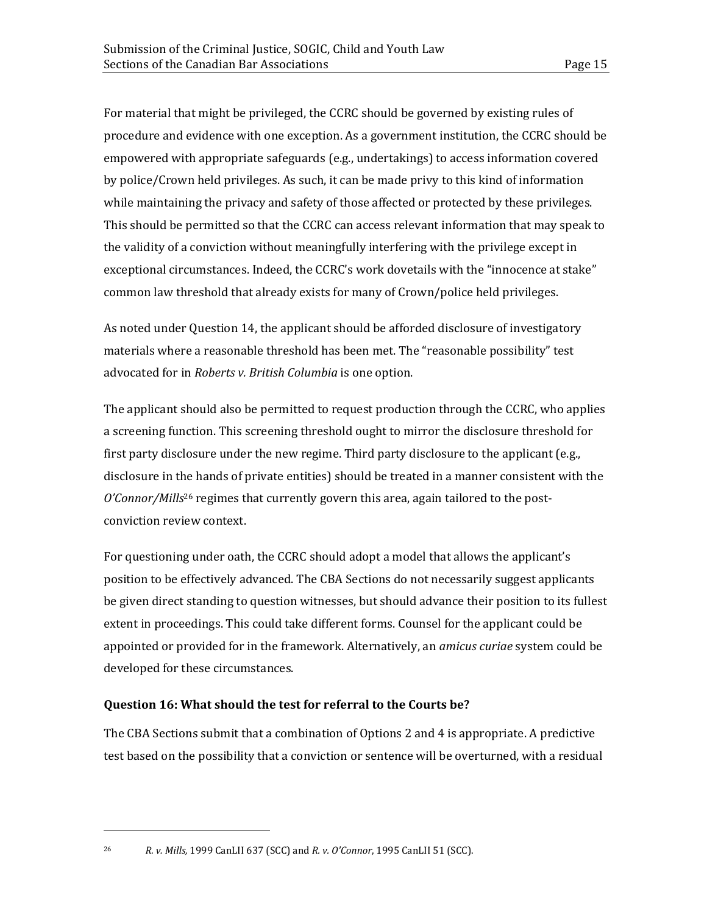For material that might be privileged, the CCRC should be governed by existing rules of procedure and evidence with one exception. As a government institution, the CCRC should be empowered with appropriate safeguards (e.g., undertakings) to access information covered by police/Crown held privileges. As such, it can be made privy to this kind of information while maintaining the privacy and safety of those affected or protected by these privileges. This should be permitted so that the CCRC can access relevant information that may speak to the validity of a conviction without meaningfully interfering with the privilege except in exceptional circumstances. Indeed, the CCRC's work dovetails with the "innocence at stake" common law threshold that already exists for many of Crown/police held privileges.

As noted under Question 14, the applicant should be afforded disclosure of investigatory materials where a reasonable threshold has been met. The "reasonable possibility" test advocated for in *Roberts v. British Columbia* is one option.

The applicant should also be permitted to request production through the CCRC, who applies a screening function. This screening threshold ought to mirror the disclosure threshold for first party disclosure under the new regime. Third party disclosure to the applicant (e.g., disclosure in the hands of private entities) should be treated in a manner consistent with the *O'Connor/Mills*[26] regimes that currently govern this area, again tailored to the post-conviction review context.

For questioning under oath, the CCRC should adopt a model that allows the applicant's position to be effectively advanced. The CBA Sections do not necessarily suggest applicants be given direct standing to question witnesses, but should advance their position to its fullest extent in proceedings. This could take different forms. Counsel for the applicant could be appointed or provided for in the framework. Alternatively, an *amicus curiae* system could be developed for these circumstances.

**Question 16: What should the test for referral to the Courts be?**

The CBA Sections submit that a combination of Options 2 and 4 is appropriate. A predictive test based on the possibility that a conviction or sentence will be overturned, with a residual

---

[26] *R. v. Mills,* 1999 CanLII 637 (SCC) and *R. v. O'Connor*, 1995 CanLII 51 (SCC).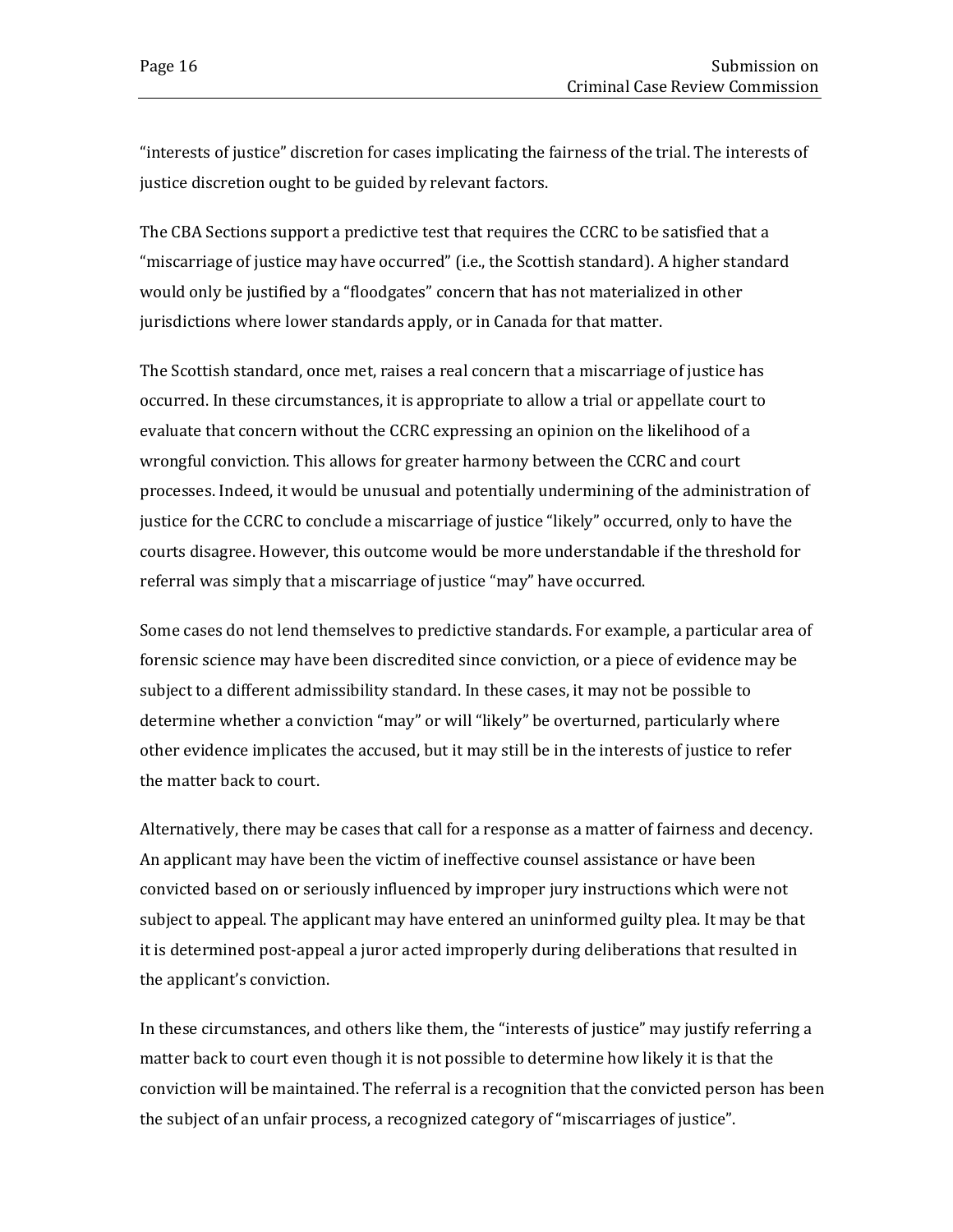"interests of justice" discretion for cases implicating the fairness of the trial. The interests of justice discretion ought to be guided by relevant factors.

The CBA Sections support a predictive test that requires the CCRC to be satisfied that a "miscarriage of justice may have occurred" (i.e., the Scottish standard). A higher standard would only be justified by a "floodgates" concern that has not materialized in other jurisdictions where lower standards apply, or in Canada for that matter.

The Scottish standard, once met, raises a real concern that a miscarriage of justice has occurred. In these circumstances, it is appropriate to allow a trial or appellate court to evaluate that concern without the CCRC expressing an opinion on the likelihood of a wrongful conviction. This allows for greater harmony between the CCRC and court processes. Indeed, it would be unusual and potentially undermining of the administration of justice for the CCRC to conclude a miscarriage of justice "likely" occurred, only to have the courts disagree. However, this outcome would be more understandable if the threshold for referral was simply that a miscarriage of justice "may" have occurred.

Some cases do not lend themselves to predictive standards. For example, a particular area of forensic science may have been discredited since conviction, or a piece of evidence may be subject to a different admissibility standard. In these cases, it may not be possible to determine whether a conviction "may" or will "likely" be overturned, particularly where other evidence implicates the accused, but it may still be in the interests of justice to refer the matter back to court.

Alternatively, there may be cases that call for a response as a matter of fairness and decency. An applicant may have been the victim of ineffective counsel assistance or have been convicted based on or seriously influenced by improper jury instructions which were not subject to appeal. The applicant may have entered an uninformed guilty plea. It may be that it is determined post-appeal a juror acted improperly during deliberations that resulted in the applicant's conviction.

In these circumstances, and others like them, the "interests of justice" may justify referring a matter back to court even though it is not possible to determine how likely it is that the conviction will be maintained. The referral is a recognition that the convicted person has been the subject of an unfair process, a recognized category of "miscarriages of justice".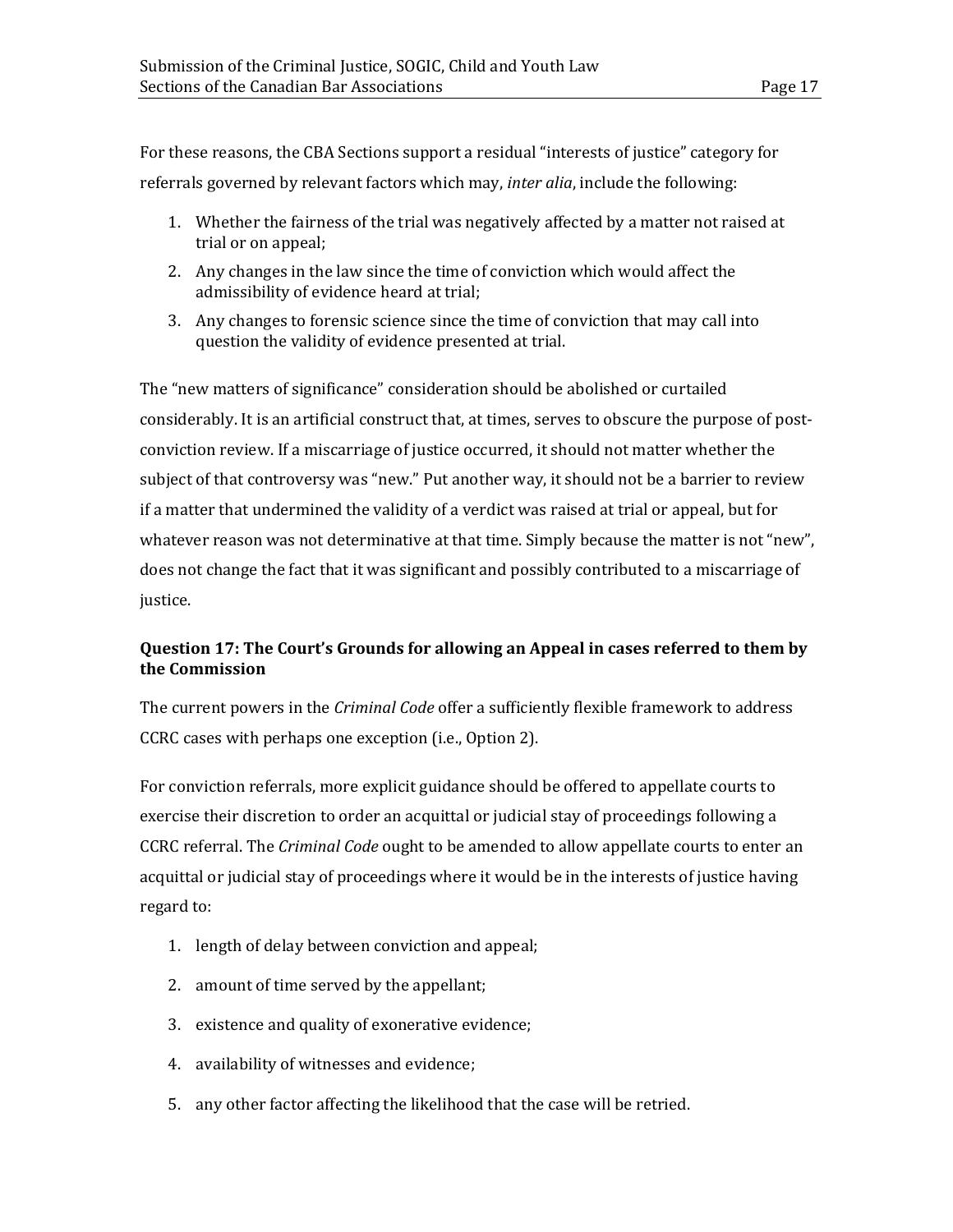For these reasons, the CBA Sections support a residual "interests of justice" category for referrals governed by relevant factors which may, *inter alia*, include the following:

1. Whether the fairness of the trial was negatively affected by a matter not raised at trial or on appeal;
2. Any changes in the law since the time of conviction which would affect the admissibility of evidence heard at trial;
3. Any changes to forensic science since the time of conviction that may call into question the validity of evidence presented at trial.

The "new matters of significance" consideration should be abolished or curtailed considerably. It is an artificial construct that, at times, serves to obscure the purpose of post-conviction review. If a miscarriage of justice occurred, it should not matter whether the subject of that controversy was "new." Put another way, it should not be a barrier to review if a matter that undermined the validity of a verdict was raised at trial or appeal, but for whatever reason was not determinative at that time. Simply because the matter is not "new", does not change the fact that it was significant and possibly contributed to a miscarriage of justice.

### Question 17: The Court's Grounds for allowing an Appeal in cases referred to them by the Commission

The current powers in the *Criminal Code* offer a sufficiently flexible framework to address CCRC cases with perhaps one exception (i.e., Option 2).

For conviction referrals, more explicit guidance should be offered to appellate courts to exercise their discretion to order an acquittal or judicial stay of proceedings following a CCRC referral. The *Criminal Code* ought to be amended to allow appellate courts to enter an acquittal or judicial stay of proceedings where it would be in the interests of justice having regard to:

1. length of delay between conviction and appeal;
2. amount of time served by the appellant;
3. existence and quality of exonerative evidence;
4. availability of witnesses and evidence;
5. any other factor affecting the likelihood that the case will be retried.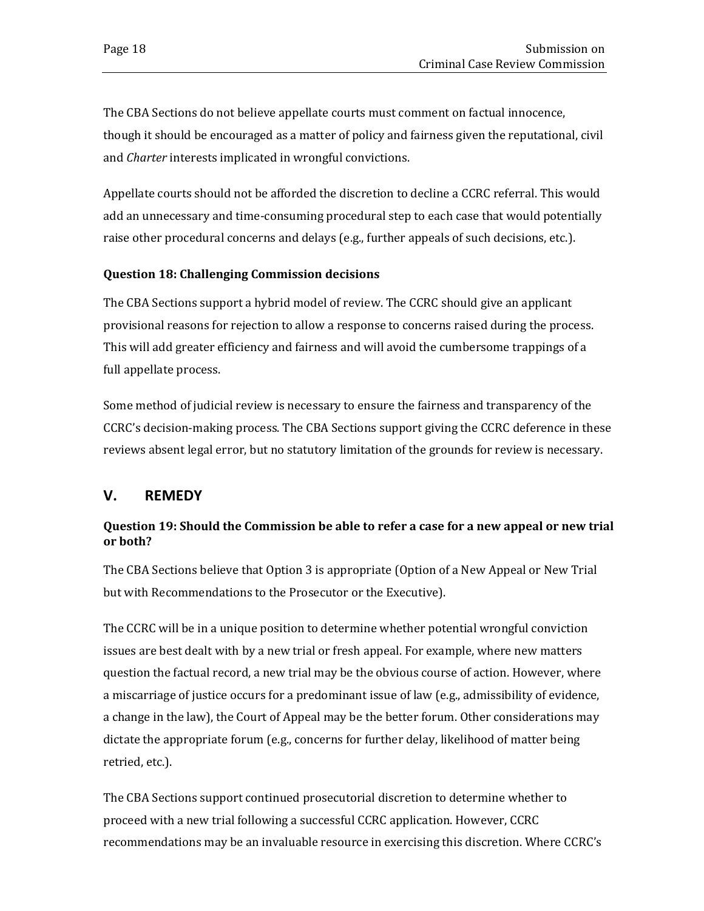The CBA Sections do not believe appellate courts must comment on factual innocence, though it should be encouraged as a matter of policy and fairness given the reputational, civil and *Charter* interests implicated in wrongful convictions.

Appellate courts should not be afforded the discretion to decline a CCRC referral. This would add an unnecessary and time-consuming procedural step to each case that would potentially raise other procedural concerns and delays (e.g., further appeals of such decisions, etc.).

### Question 18: Challenging Commission decisions

The CBA Sections support a hybrid model of review. The CCRC should give an applicant provisional reasons for rejection to allow a response to concerns raised during the process. This will add greater efficiency and fairness and will avoid the cumbersome trappings of a full appellate process.

Some method of judicial review is necessary to ensure the fairness and transparency of the CCRC's decision-making process. The CBA Sections support giving the CCRC deference in these reviews absent legal error, but no statutory limitation of the grounds for review is necessary.

## V. REMEDY

### Question 19: Should the Commission be able to refer a case for a new appeal or new trial or both?

The CBA Sections believe that Option 3 is appropriate (Option of a New Appeal or New Trial but with Recommendations to the Prosecutor or the Executive).

The CCRC will be in a unique position to determine whether potential wrongful conviction issues are best dealt with by a new trial or fresh appeal. For example, where new matters question the factual record, a new trial may be the obvious course of action. However, where a miscarriage of justice occurs for a predominant issue of law (e.g., admissibility of evidence, a change in the law), the Court of Appeal may be the better forum. Other considerations may dictate the appropriate forum (e.g., concerns for further delay, likelihood of matter being retried, etc.).

The CBA Sections support continued prosecutorial discretion to determine whether to proceed with a new trial following a successful CCRC application. However, CCRC recommendations may be an invaluable resource in exercising this discretion. Where CCRC's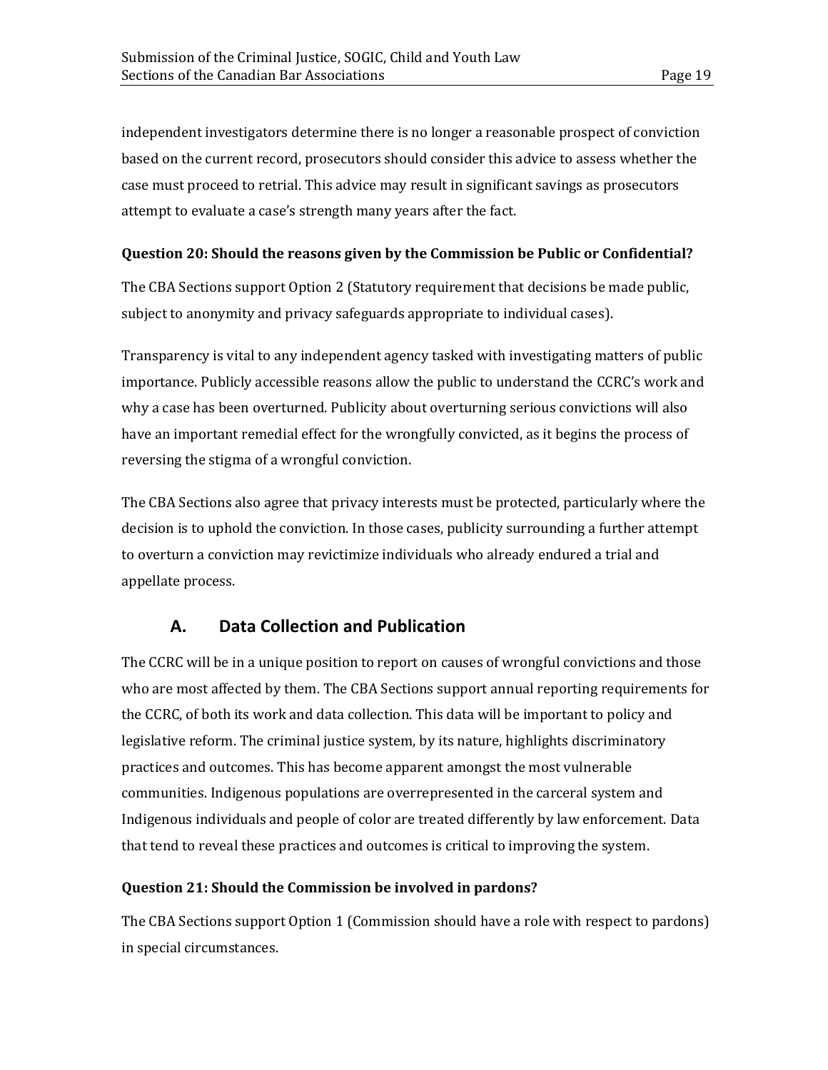independent investigators determine there is no longer a reasonable prospect of conviction based on the current record, prosecutors should consider this advice to assess whether the case must proceed to retrial. This advice may result in significant savings as prosecutors attempt to evaluate a case's strength many years after the fact.

**Question 20: Should the reasons given by the Commission be Public or Confidential?**

The CBA Sections support Option 2 (Statutory requirement that decisions be made public, subject to anonymity and privacy safeguards appropriate to individual cases).

Transparency is vital to any independent agency tasked with investigating matters of public importance. Publicly accessible reasons allow the public to understand the CCRC's work and why a case has been overturned. Publicity about overturning serious convictions will also have an important remedial effect for the wrongfully convicted, as it begins the process of reversing the stigma of a wrongful conviction.

The CBA Sections also agree that privacy interests must be protected, particularly where the decision is to uphold the conviction. In those cases, publicity surrounding a further attempt to overturn a conviction may revictimize individuals who already endured a trial and appellate process.

## A. Data Collection and Publication

The CCRC will be in a unique position to report on causes of wrongful convictions and those who are most affected by them. The CBA Sections support annual reporting requirements for the CCRC, of both its work and data collection. This data will be important to policy and legislative reform. The criminal justice system, by its nature, highlights discriminatory practices and outcomes. This has become apparent amongst the most vulnerable communities. Indigenous populations are overrepresented in the carceral system and Indigenous individuals and people of color are treated differently by law enforcement. Data that tend to reveal these practices and outcomes is critical to improving the system.

**Question 21: Should the Commission be involved in pardons?**

The CBA Sections support Option 1 (Commission should have a role with respect to pardons) in special circumstances.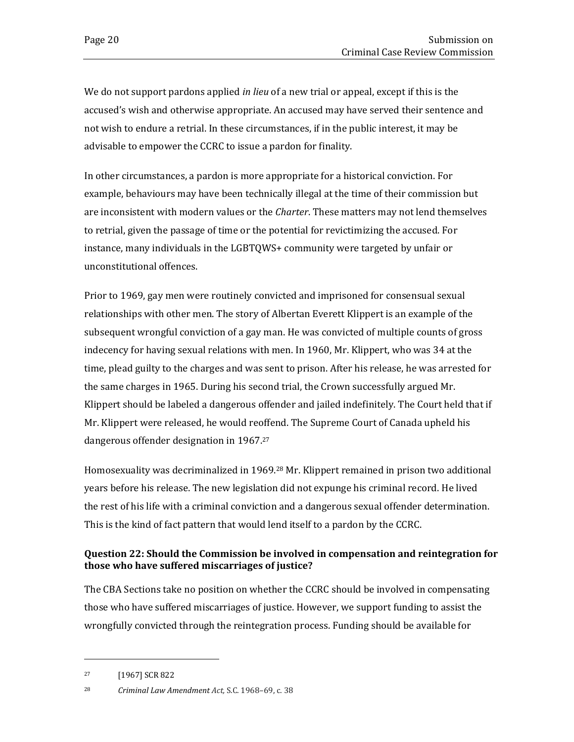We do not support pardons applied *in lieu* of a new trial or appeal, except if this is the accused's wish and otherwise appropriate. An accused may have served their sentence and not wish to endure a retrial. In these circumstances, if in the public interest, it may be advisable to empower the CCRC to issue a pardon for finality.

In other circumstances, a pardon is more appropriate for a historical conviction. For example, behaviours may have been technically illegal at the time of their commission but are inconsistent with modern values or the *Charter*. These matters may not lend themselves to retrial, given the passage of time or the potential for revictimizing the accused. For instance, many individuals in the LGBTQWS+ community were targeted by unfair or unconstitutional offences.

Prior to 1969, gay men were routinely convicted and imprisoned for consensual sexual relationships with other men. The story of Albertan Everett Klippert is an example of the subsequent wrongful conviction of a gay man. He was convicted of multiple counts of gross indecency for having sexual relations with men. In 1960, Mr. Klippert, who was 34 at the time, plead guilty to the charges and was sent to prison. After his release, he was arrested for the same charges in 1965. During his second trial, the Crown successfully argued Mr. Klippert should be labeled a dangerous offender and jailed indefinitely. The Court held that if Mr. Klippert were released, he would reoffend. The Supreme Court of Canada upheld his dangerous offender designation in 1967.[27]

Homosexuality was decriminalized in 1969.[28] Mr. Klippert remained in prison two additional years before his release. The new legislation did not expunge his criminal record. He lived the rest of his life with a criminal conviction and a dangerous sexual offender determination. This is the kind of fact pattern that would lend itself to a pardon by the CCRC.

**Question 22: Should the Commission be involved in compensation and reintegration for those who have suffered miscarriages of justice?**

The CBA Sections take no position on whether the CCRC should be involved in compensating those who have suffered miscarriages of justice. However, we support funding to assist the wrongfully convicted through the reintegration process. Funding should be available for

---

[27] [1967] SCR 822

[28] *Criminal Law Amendment Act,* S.C. 1968–69, c. 38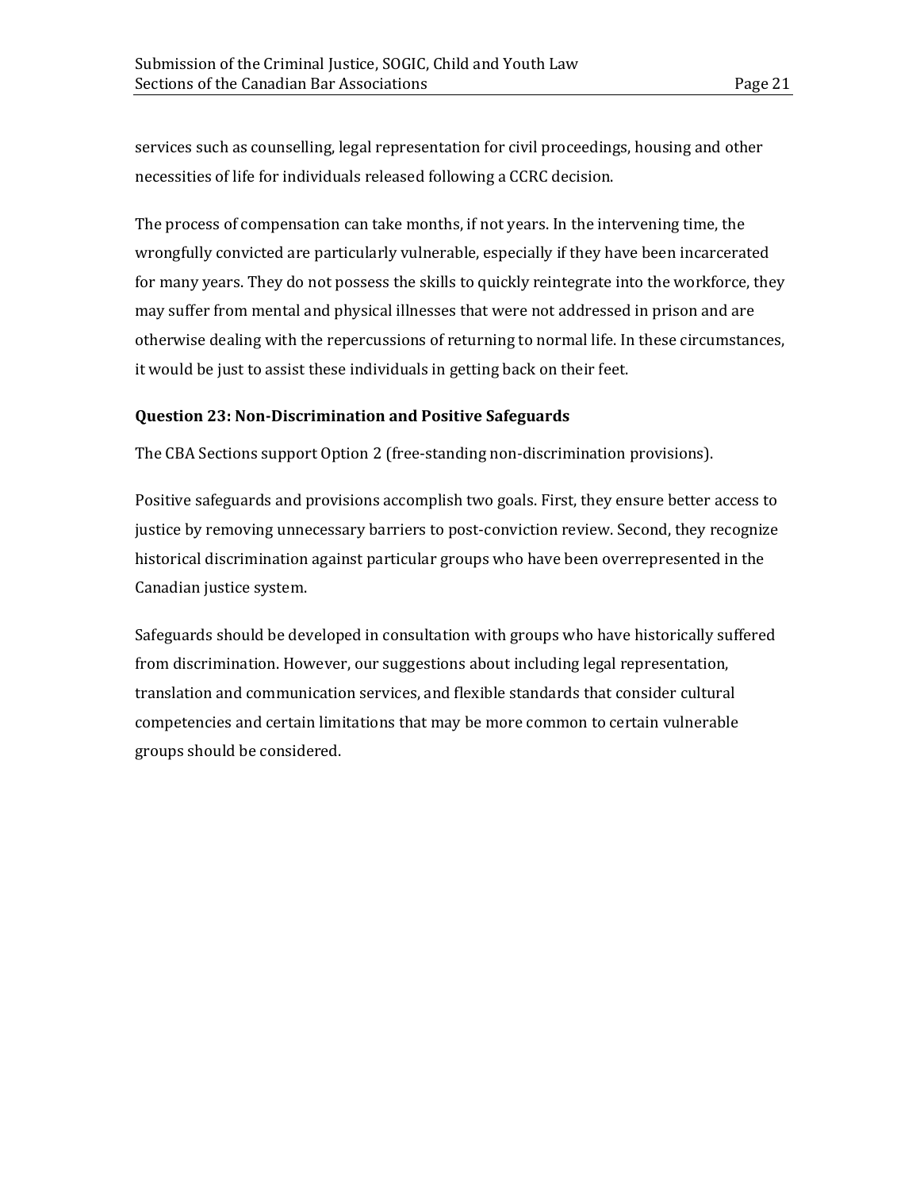services such as counselling, legal representation for civil proceedings, housing and other necessities of life for individuals released following a CCRC decision.

The process of compensation can take months, if not years. In the intervening time, the wrongfully convicted are particularly vulnerable, especially if they have been incarcerated for many years. They do not possess the skills to quickly reintegrate into the workforce, they may suffer from mental and physical illnesses that were not addressed in prison and are otherwise dealing with the repercussions of returning to normal life. In these circumstances, it would be just to assist these individuals in getting back on their feet.

### Question 23: Non-Discrimination and Positive Safeguards

The CBA Sections support Option 2 (free-standing non-discrimination provisions).

Positive safeguards and provisions accomplish two goals. First, they ensure better access to justice by removing unnecessary barriers to post-conviction review. Second, they recognize historical discrimination against particular groups who have been overrepresented in the Canadian justice system.

Safeguards should be developed in consultation with groups who have historically suffered from discrimination. However, our suggestions about including legal representation, translation and communication services, and flexible standards that consider cultural competencies and certain limitations that may be more common to certain vulnerable groups should be considered.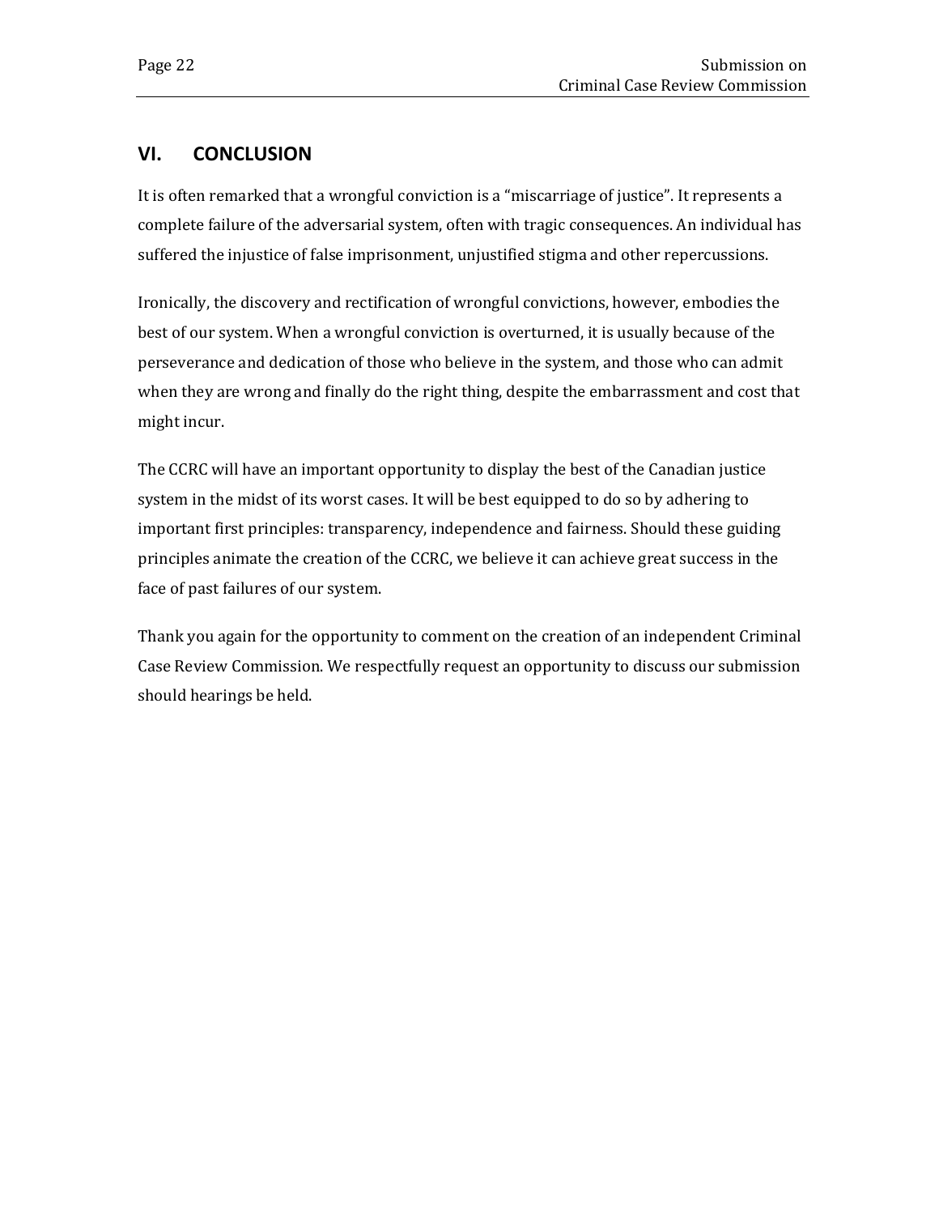## VI. CONCLUSION

It is often remarked that a wrongful conviction is a "miscarriage of justice". It represents a complete failure of the adversarial system, often with tragic consequences. An individual has suffered the injustice of false imprisonment, unjustified stigma and other repercussions.

Ironically, the discovery and rectification of wrongful convictions, however, embodies the best of our system. When a wrongful conviction is overturned, it is usually because of the perseverance and dedication of those who believe in the system, and those who can admit when they are wrong and finally do the right thing, despite the embarrassment and cost that might incur.

The CCRC will have an important opportunity to display the best of the Canadian justice system in the midst of its worst cases. It will be best equipped to do so by adhering to important first principles: transparency, independence and fairness. Should these guiding principles animate the creation of the CCRC, we believe it can achieve great success in the face of past failures of our system.

Thank you again for the opportunity to comment on the creation of an independent Criminal Case Review Commission. We respectfully request an opportunity to discuss our submission should hearings be held.